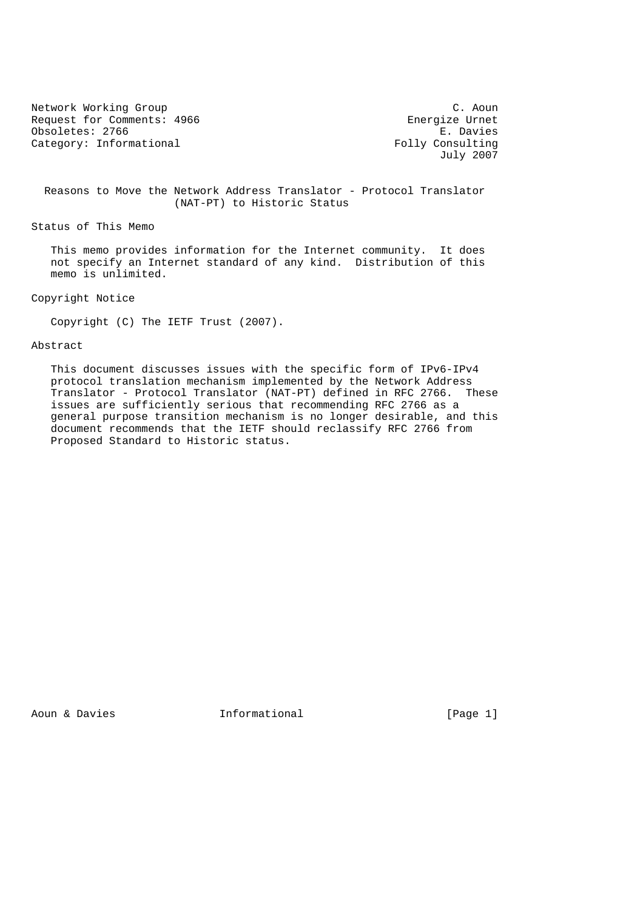Network Working Group C. Aoun
Request for Comments: 4966 Energize Urnet
Obsoletes: 2766 E. Davies
Category: Informational Folly Consulting
July 2007

# Reasons to Move the Network Address Translator - Protocol Translator (NAT-PT) to Historic Status

## Status of This Memo

This memo provides information for the Internet community. It does not specify an Internet standard of any kind. Distribution of this memo is unlimited.

## Copyright Notice

Copyright (C) The IETF Trust (2007).

## Abstract

This document discusses issues with the specific form of IPv6-IPv4 protocol translation mechanism implemented by the Network Address Translator - Protocol Translator (NAT-PT) defined in RFC 2766. These issues are sufficiently serious that recommending RFC 2766 as a general purpose transition mechanism is no longer desirable, and this document recommends that the IETF should reclassify RFC 2766 from Proposed Standard to Historic status.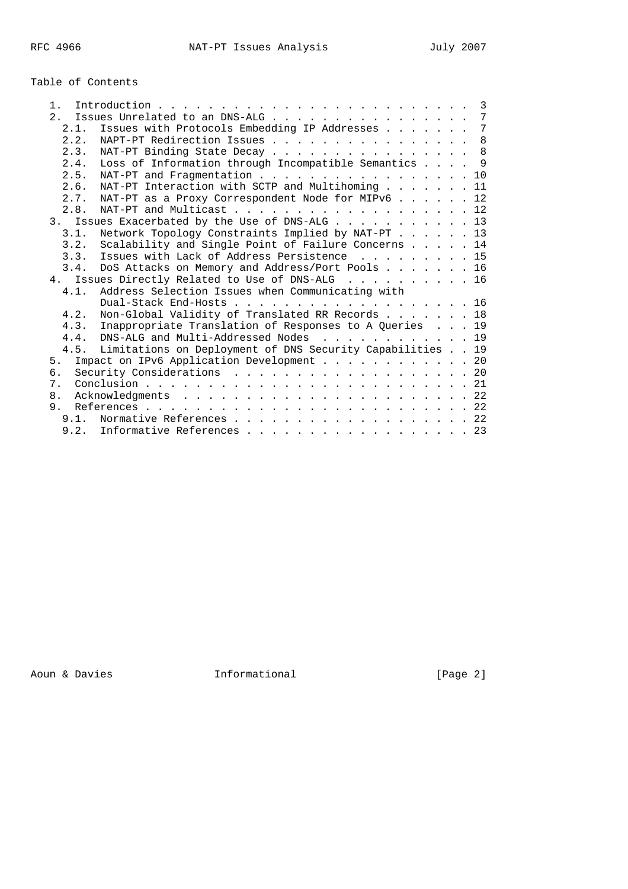Table of Contents

```
   1.  Introduction . . . . . . . . . . . . . . . . . . . . . . . . .  3
   2.  Issues Unrelated to an DNS-ALG . . . . . . . . . . . . . . . .  7
     2.1.  Issues with Protocols Embedding IP Addresses . . . . . . .  7
     2.2.  NAPT-PT Redirection Issues . . . . . . . . . . . . . . . .  8
     2.3.  NAT-PT Binding State Decay . . . . . . . . . . . . . . . .  8
     2.4.  Loss of Information through Incompatible Semantics . . . .  9
     2.5.  NAT-PT and Fragmentation . . . . . . . . . . . . . . . . . 10
     2.6.  NAT-PT Interaction with SCTP and Multihoming . . . . . . . 11
     2.7.  NAT-PT as a Proxy Correspondent Node for MIPv6 . . . . . . 12
     2.8.  NAT-PT and Multicast . . . . . . . . . . . . . . . . . . . 12
   3.  Issues Exacerbated by the Use of DNS-ALG . . . . . . . . . . . 13
     3.1.  Network Topology Constraints Implied by NAT-PT . . . . . . 13
     3.2.  Scalability and Single Point of Failure Concerns . . . . . 14
     3.3.  Issues with Lack of Address Persistence  . . . . . . . . . 15
     3.4.  DoS Attacks on Memory and Address/Port Pools . . . . . . . 16
   4.  Issues Directly Related to Use of DNS-ALG  . . . . . . . . . . 16
     4.1.  Address Selection Issues when Communicating with
           Dual-Stack End-Hosts . . . . . . . . . . . . . . . . . . . 16
     4.2.  Non-Global Validity of Translated RR Records . . . . . . . 18
     4.3.  Inappropriate Translation of Responses to A Queries  . . . 19
     4.4.  DNS-ALG and Multi-Addressed Nodes  . . . . . . . . . . . . 19
     4.5.  Limitations on Deployment of DNS Security Capabilities . . 19
   5.  Impact on IPv6 Application Development . . . . . . . . . . . . 20
   6.  Security Considerations  . . . . . . . . . . . . . . . . . . . 20
   7.  Conclusion . . . . . . . . . . . . . . . . . . . . . . . . . . 21
   8.  Acknowledgments  . . . . . . . . . . . . . . . . . . . . . . . 22
   9.  References . . . . . . . . . . . . . . . . . . . . . . . . . . 22
     9.1.  Normative References . . . . . . . . . . . . . . . . . . . 22
     9.2.  Informative References . . . . . . . . . . . . . . . . . . 23
```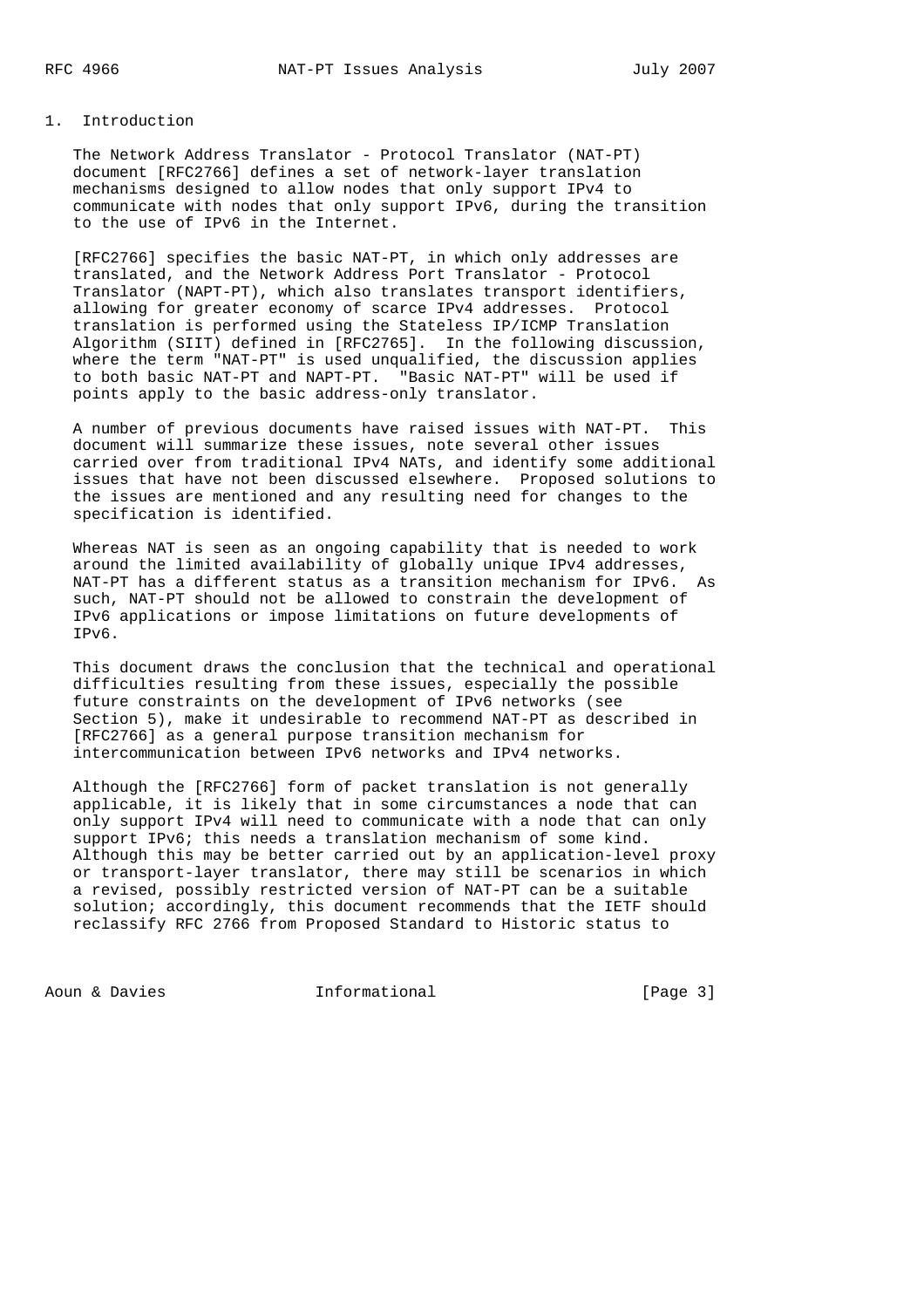## 1. Introduction

The Network Address Translator - Protocol Translator (NAT-PT) document [RFC2766] defines a set of network-layer translation mechanisms designed to allow nodes that only support IPv4 to communicate with nodes that only support IPv6, during the transition to the use of IPv6 in the Internet.

[RFC2766] specifies the basic NAT-PT, in which only addresses are translated, and the Network Address Port Translator - Protocol Translator (NAPT-PT), which also translates transport identifiers, allowing for greater economy of scarce IPv4 addresses. Protocol translation is performed using the Stateless IP/ICMP Translation Algorithm (SIIT) defined in [RFC2765]. In the following discussion, where the term "NAT-PT" is used unqualified, the discussion applies to both basic NAT-PT and NAPT-PT. "Basic NAT-PT" will be used if points apply to the basic address-only translator.

A number of previous documents have raised issues with NAT-PT. This document will summarize these issues, note several other issues carried over from traditional IPv4 NATs, and identify some additional issues that have not been discussed elsewhere. Proposed solutions to the issues are mentioned and any resulting need for changes to the specification is identified.

Whereas NAT is seen as an ongoing capability that is needed to work around the limited availability of globally unique IPv4 addresses, NAT-PT has a different status as a transition mechanism for IPv6. As such, NAT-PT should not be allowed to constrain the development of IPv6 applications or impose limitations on future developments of IPv6.

This document draws the conclusion that the technical and operational difficulties resulting from these issues, especially the possible future constraints on the development of IPv6 networks (see Section 5), make it undesirable to recommend NAT-PT as described in [RFC2766] as a general purpose transition mechanism for intercommunication between IPv6 networks and IPv4 networks.

Although the [RFC2766] form of packet translation is not generally applicable, it is likely that in some circumstances a node that can only support IPv4 will need to communicate with a node that can only support IPv6; this needs a translation mechanism of some kind. Although this may be better carried out by an application-level proxy or transport-layer translator, there may still be scenarios in which a revised, possibly restricted version of NAT-PT can be a suitable solution; accordingly, this document recommends that the IETF should reclassify RFC 2766 from Proposed Standard to Historic status to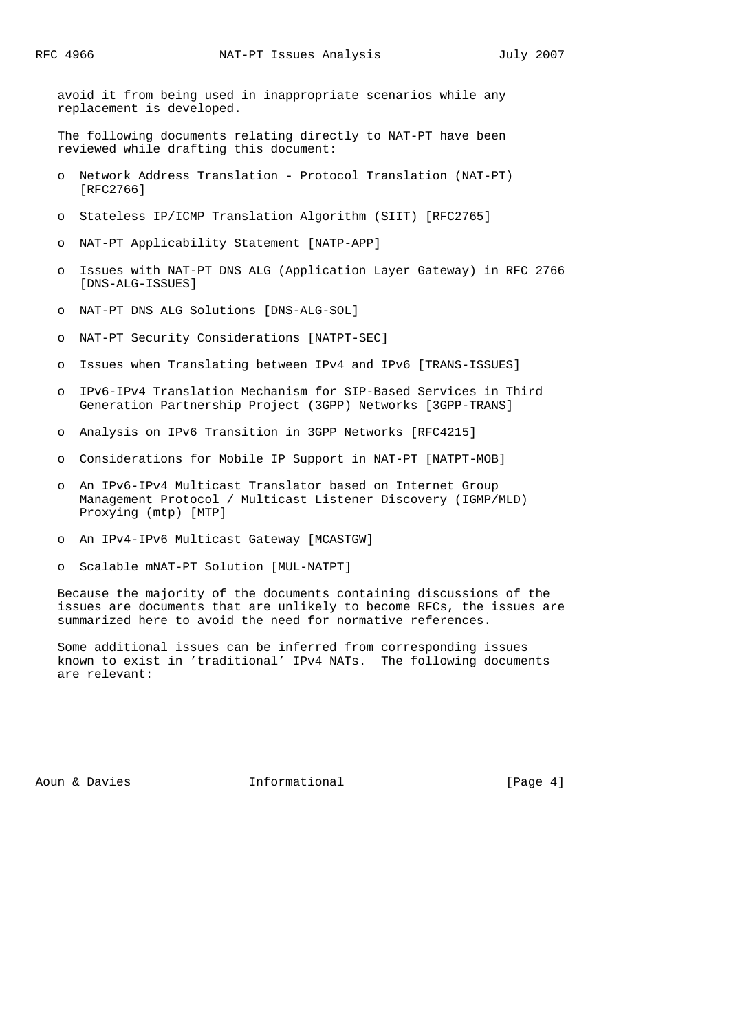avoid it from being used in inappropriate scenarios while any replacement is developed.

The following documents relating directly to NAT-PT have been reviewed while drafting this document:

- Network Address Translation - Protocol Translation (NAT-PT) [RFC2766]
- Stateless IP/ICMP Translation Algorithm (SIIT) [RFC2765]
- NAT-PT Applicability Statement [NATP-APP]
- Issues with NAT-PT DNS ALG (Application Layer Gateway) in RFC 2766 [DNS-ALG-ISSUES]
- NAT-PT DNS ALG Solutions [DNS-ALG-SOL]
- NAT-PT Security Considerations [NATPT-SEC]
- Issues when Translating between IPv4 and IPv6 [TRANS-ISSUES]
- IPv6-IPv4 Translation Mechanism for SIP-Based Services in Third Generation Partnership Project (3GPP) Networks [3GPP-TRANS]
- Analysis on IPv6 Transition in 3GPP Networks [RFC4215]
- Considerations for Mobile IP Support in NAT-PT [NATPT-MOB]
- An IPv6-IPv4 Multicast Translator based on Internet Group Management Protocol / Multicast Listener Discovery (IGMP/MLD) Proxying (mtp) [MTP]
- An IPv4-IPv6 Multicast Gateway [MCASTGW]
- Scalable mNAT-PT Solution [MUL-NATPT]

Because the majority of the documents containing discussions of the issues are documents that are unlikely to become RFCs, the issues are summarized here to avoid the need for normative references.

Some additional issues can be inferred from corresponding issues known to exist in 'traditional' IPv4 NATs. The following documents are relevant: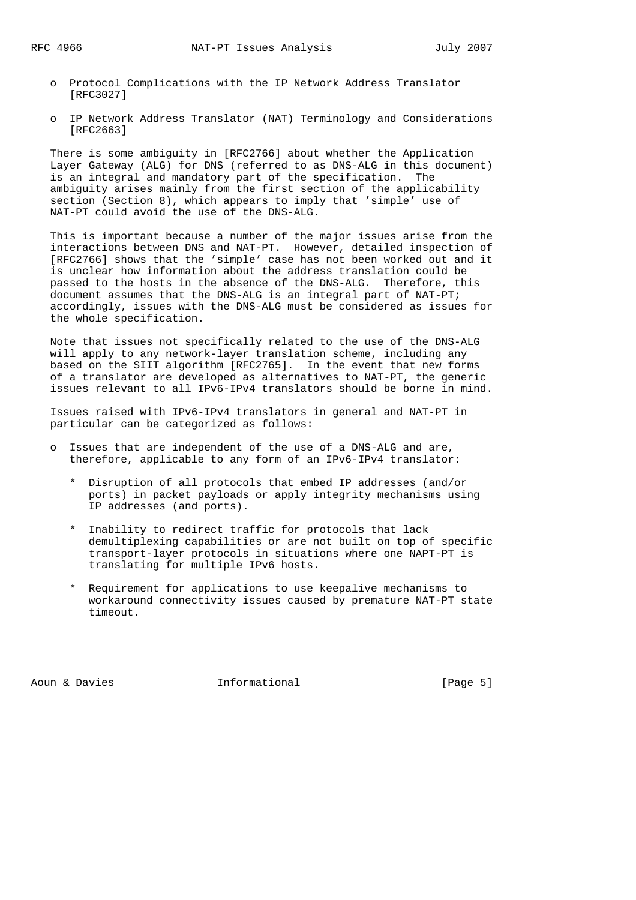- Protocol Complications with the IP Network Address Translator [RFC3027]
- IP Network Address Translator (NAT) Terminology and Considerations [RFC2663]

There is some ambiguity in [RFC2766] about whether the Application Layer Gateway (ALG) for DNS (referred to as DNS-ALG in this document) is an integral and mandatory part of the specification. The ambiguity arises mainly from the first section of the applicability section (Section 8), which appears to imply that 'simple' use of NAT-PT could avoid the use of the DNS-ALG.

This is important because a number of the major issues arise from the interactions between DNS and NAT-PT. However, detailed inspection of [RFC2766] shows that the 'simple' case has not been worked out and it is unclear how information about the address translation could be passed to the hosts in the absence of the DNS-ALG. Therefore, this document assumes that the DNS-ALG is an integral part of NAT-PT; accordingly, issues with the DNS-ALG must be considered as issues for the whole specification.

Note that issues not specifically related to the use of the DNS-ALG will apply to any network-layer translation scheme, including any based on the SIIT algorithm [RFC2765]. In the event that new forms of a translator are developed as alternatives to NAT-PT, the generic issues relevant to all IPv6-IPv4 translators should be borne in mind.

Issues raised with IPv6-IPv4 translators in general and NAT-PT in particular can be categorized as follows:

- Issues that are independent of the use of a DNS-ALG and are, therefore, applicable to any form of an IPv6-IPv4 translator:
  - Disruption of all protocols that embed IP addresses (and/or ports) in packet payloads or apply integrity mechanisms using IP addresses (and ports).
  - Inability to redirect traffic for protocols that lack demultiplexing capabilities or are not built on top of specific transport-layer protocols in situations where one NAPT-PT is translating for multiple IPv6 hosts.
  - Requirement for applications to use keepalive mechanisms to workaround connectivity issues caused by premature NAT-PT state timeout.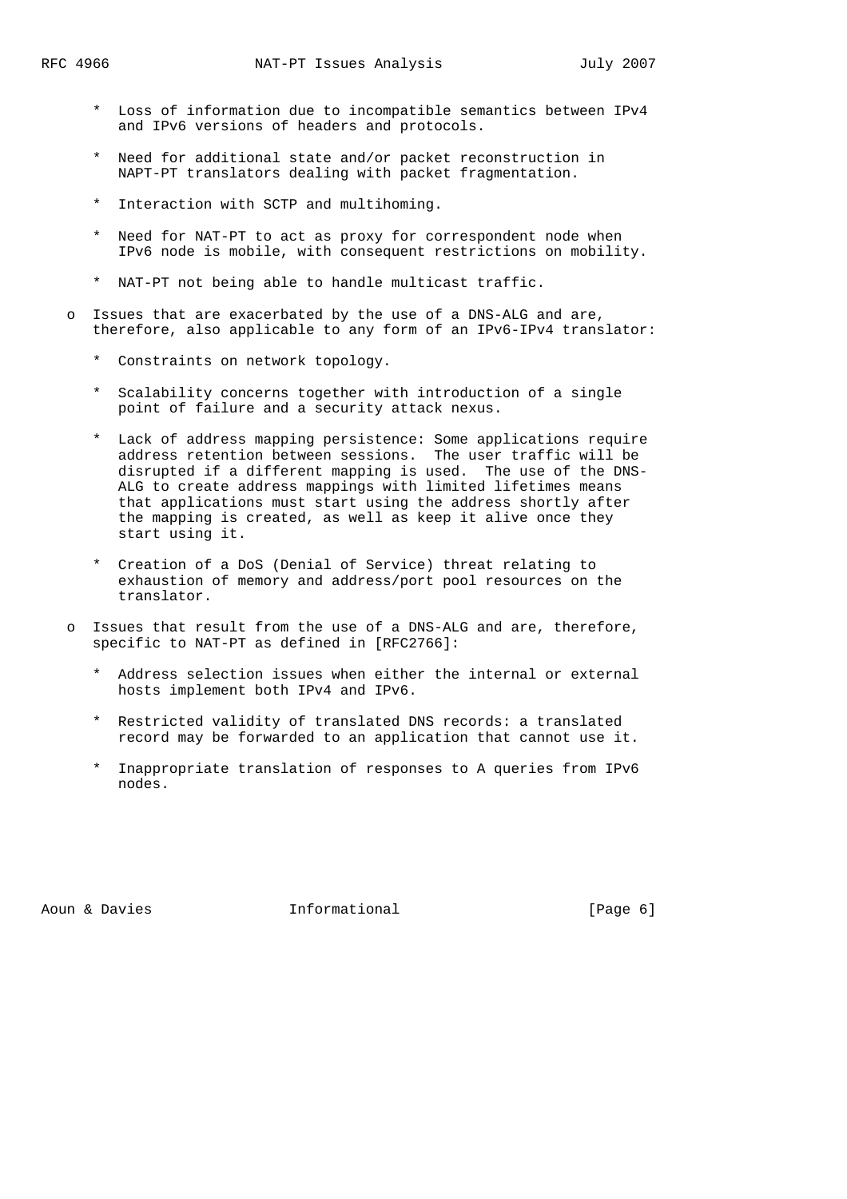* Loss of information due to incompatible semantics between IPv4 and IPv6 versions of headers and protocols.

   * Need for additional state and/or packet reconstruction in NAPT-PT translators dealing with packet fragmentation.

   * Interaction with SCTP and multihoming.

   * Need for NAT-PT to act as proxy for correspondent node when IPv6 node is mobile, with consequent restrictions on mobility.

   * NAT-PT not being able to handle multicast traffic.

- Issues that are exacerbated by the use of a DNS-ALG and are, therefore, also applicable to any form of an IPv6-IPv4 translator:

   * Constraints on network topology.

   * Scalability concerns together with introduction of a single point of failure and a security attack nexus.

   * Lack of address mapping persistence: Some applications require address retention between sessions. The user traffic will be disrupted if a different mapping is used. The use of the DNS-ALG to create address mappings with limited lifetimes means that applications must start using the address shortly after the mapping is created, as well as keep it alive once they start using it.

   * Creation of a DoS (Denial of Service) threat relating to exhaustion of memory and address/port pool resources on the translator.

- Issues that result from the use of a DNS-ALG and are, therefore, specific to NAT-PT as defined in [RFC2766]:

   * Address selection issues when either the internal or external hosts implement both IPv4 and IPv6.

   * Restricted validity of translated DNS records: a translated record may be forwarded to an application that cannot use it.

   * Inappropriate translation of responses to A queries from IPv6 nodes.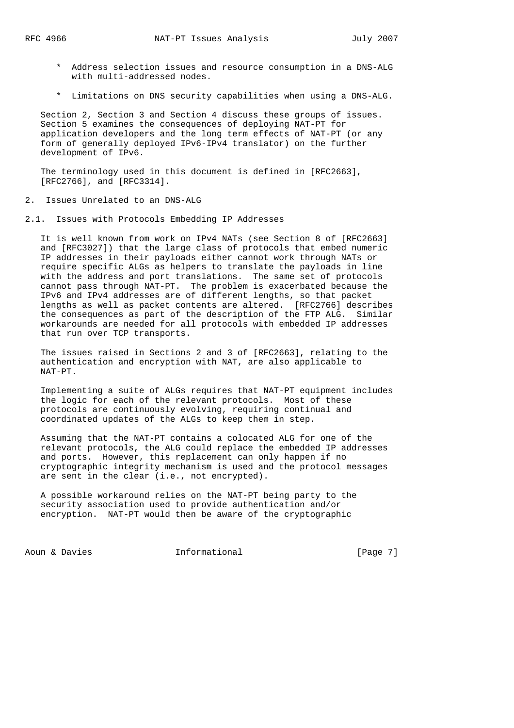* Address selection issues and resource consumption in a DNS-ALG with multi-addressed nodes.

* Limitations on DNS security capabilities when using a DNS-ALG.

Section 2, Section 3 and Section 4 discuss these groups of issues. Section 5 examines the consequences of deploying NAT-PT for application developers and the long term effects of NAT-PT (or any form of generally deployed IPv6-IPv4 translator) on the further development of IPv6.

The terminology used in this document is defined in [RFC2663], [RFC2766], and [RFC3314].

## 2. Issues Unrelated to an DNS-ALG

### 2.1. Issues with Protocols Embedding IP Addresses

It is well known from work on IPv4 NATs (see Section 8 of [RFC2663] and [RFC3027]) that the large class of protocols that embed numeric IP addresses in their payloads either cannot work through NATs or require specific ALGs as helpers to translate the payloads in line with the address and port translations. The same set of protocols cannot pass through NAT-PT. The problem is exacerbated because the IPv6 and IPv4 addresses are of different lengths, so that packet lengths as well as packet contents are altered. [RFC2766] describes the consequences as part of the description of the FTP ALG. Similar workarounds are needed for all protocols with embedded IP addresses that run over TCP transports.

The issues raised in Sections 2 and 3 of [RFC2663], relating to the authentication and encryption with NAT, are also applicable to NAT-PT.

Implementing a suite of ALGs requires that NAT-PT equipment includes the logic for each of the relevant protocols. Most of these protocols are continuously evolving, requiring continual and coordinated updates of the ALGs to keep them in step.

Assuming that the NAT-PT contains a colocated ALG for one of the relevant protocols, the ALG could replace the embedded IP addresses and ports. However, this replacement can only happen if no cryptographic integrity mechanism is used and the protocol messages are sent in the clear (i.e., not encrypted).

A possible workaround relies on the NAT-PT being party to the security association used to provide authentication and/or encryption. NAT-PT would then be aware of the cryptographic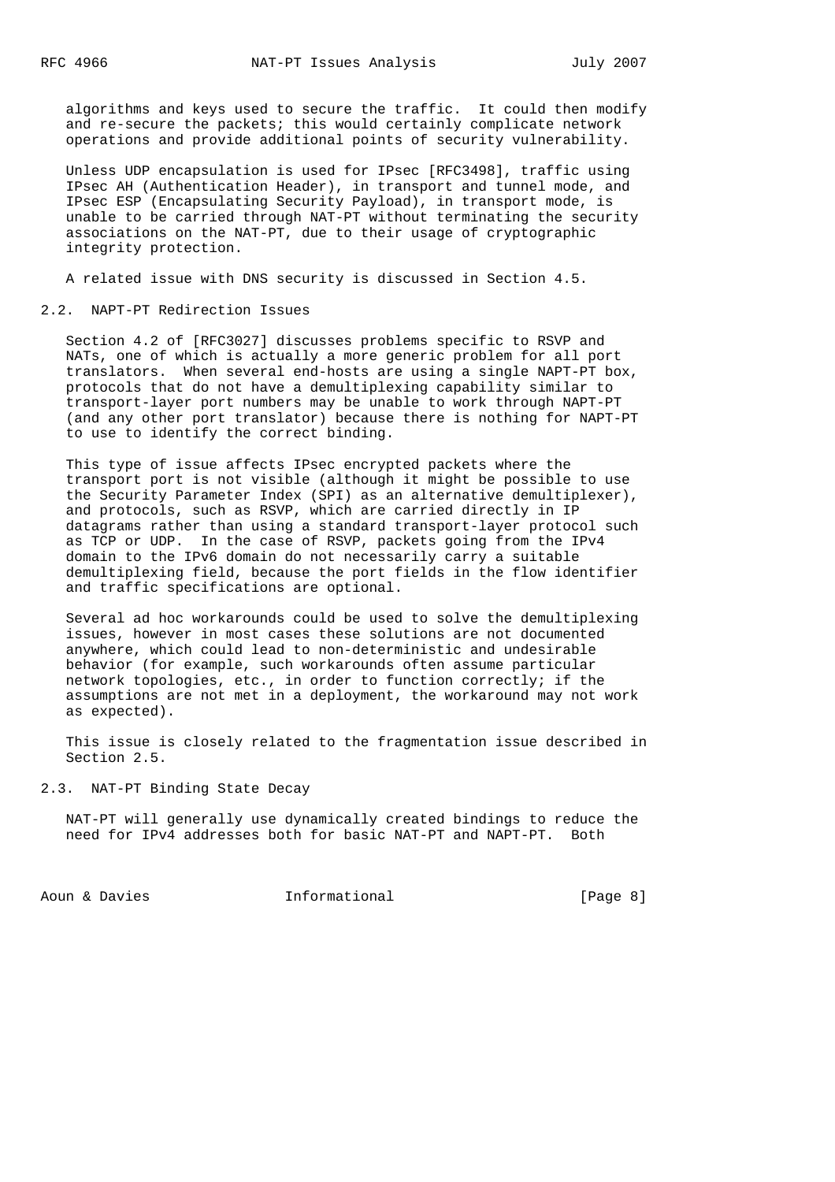algorithms and keys used to secure the traffic. It could then modify and re-secure the packets; this would certainly complicate network operations and provide additional points of security vulnerability.

Unless UDP encapsulation is used for IPsec [RFC3498], traffic using IPsec AH (Authentication Header), in transport and tunnel mode, and IPsec ESP (Encapsulating Security Payload), in transport mode, is unable to be carried through NAT-PT without terminating the security associations on the NAT-PT, due to their usage of cryptographic integrity protection.

A related issue with DNS security is discussed in Section 4.5.

## 2.2. NAPT-PT Redirection Issues

Section 4.2 of [RFC3027] discusses problems specific to RSVP and NATs, one of which is actually a more generic problem for all port translators. When several end-hosts are using a single NAPT-PT box, protocols that do not have a demultiplexing capability similar to transport-layer port numbers may be unable to work through NAPT-PT (and any other port translator) because there is nothing for NAPT-PT to use to identify the correct binding.

This type of issue affects IPsec encrypted packets where the transport port is not visible (although it might be possible to use the Security Parameter Index (SPI) as an alternative demultiplexer), and protocols, such as RSVP, which are carried directly in IP datagrams rather than using a standard transport-layer protocol such as TCP or UDP. In the case of RSVP, packets going from the IPv4 domain to the IPv6 domain do not necessarily carry a suitable demultiplexing field, because the port fields in the flow identifier and traffic specifications are optional.

Several ad hoc workarounds could be used to solve the demultiplexing issues, however in most cases these solutions are not documented anywhere, which could lead to non-deterministic and undesirable behavior (for example, such workarounds often assume particular network topologies, etc., in order to function correctly; if the assumptions are not met in a deployment, the workaround may not work as expected).

This issue is closely related to the fragmentation issue described in Section 2.5.

## 2.3. NAT-PT Binding State Decay

NAT-PT will generally use dynamically created bindings to reduce the need for IPv4 addresses both for basic NAT-PT and NAPT-PT. Both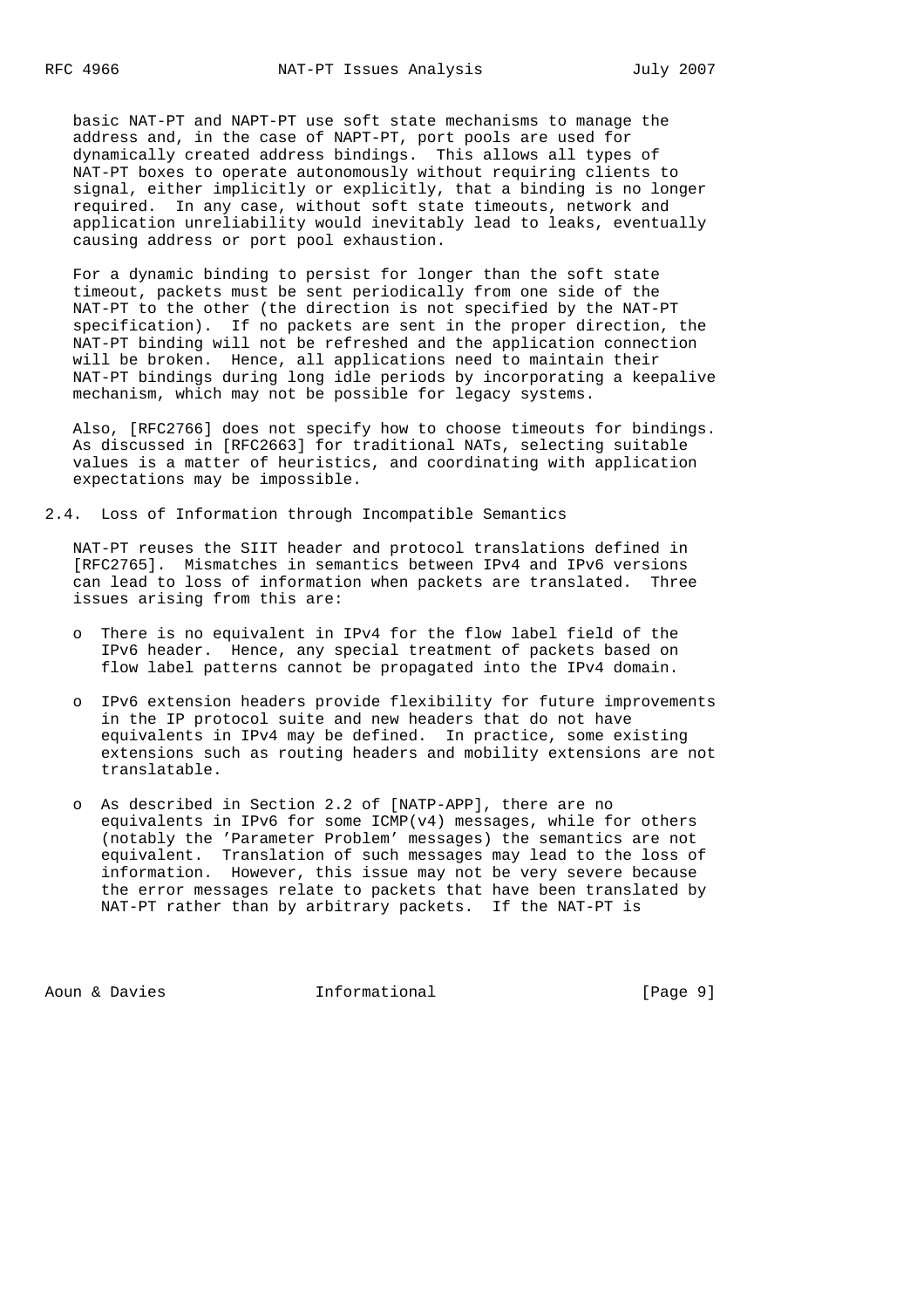basic NAT-PT and NAPT-PT use soft state mechanisms to manage the address and, in the case of NAPT-PT, port pools are used for dynamically created address bindings. This allows all types of NAT-PT boxes to operate autonomously without requiring clients to signal, either implicitly or explicitly, that a binding is no longer required. In any case, without soft state timeouts, network and application unreliability would inevitably lead to leaks, eventually causing address or port pool exhaustion.

For a dynamic binding to persist for longer than the soft state timeout, packets must be sent periodically from one side of the NAT-PT to the other (the direction is not specified by the NAT-PT specification). If no packets are sent in the proper direction, the NAT-PT binding will not be refreshed and the application connection will be broken. Hence, all applications need to maintain their NAT-PT bindings during long idle periods by incorporating a keepalive mechanism, which may not be possible for legacy systems.

Also, [RFC2766] does not specify how to choose timeouts for bindings. As discussed in [RFC2663] for traditional NATs, selecting suitable values is a matter of heuristics, and coordinating with application expectations may be impossible.

## 2.4. Loss of Information through Incompatible Semantics

NAT-PT reuses the SIIT header and protocol translations defined in [RFC2765]. Mismatches in semantics between IPv4 and IPv6 versions can lead to loss of information when packets are translated. Three issues arising from this are:

- There is no equivalent in IPv4 for the flow label field of the IPv6 header. Hence, any special treatment of packets based on flow label patterns cannot be propagated into the IPv4 domain.

- IPv6 extension headers provide flexibility for future improvements in the IP protocol suite and new headers that do not have equivalents in IPv4 may be defined. In practice, some existing extensions such as routing headers and mobility extensions are not translatable.

- As described in Section 2.2 of [NATP-APP], there are no equivalents in IPv6 for some ICMP(v4) messages, while for others (notably the 'Parameter Problem' messages) the semantics are not equivalent. Translation of such messages may lead to the loss of information. However, this issue may not be very severe because the error messages relate to packets that have been translated by NAT-PT rather than by arbitrary packets. If the NAT-PT is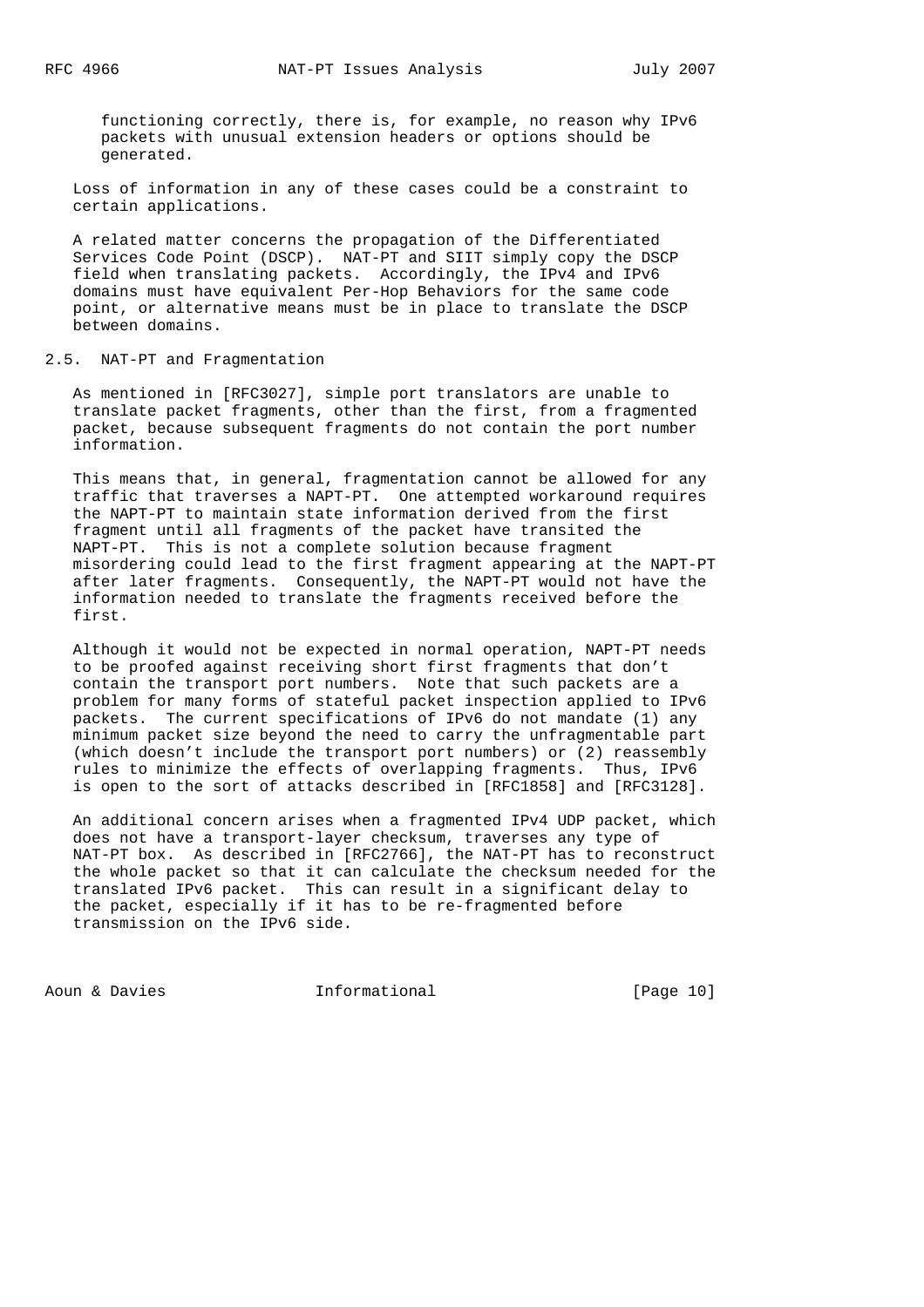functioning correctly, there is, for example, no reason why IPv6 packets with unusual extension headers or options should be generated.

Loss of information in any of these cases could be a constraint to certain applications.

A related matter concerns the propagation of the Differentiated Services Code Point (DSCP). NAT-PT and SIIT simply copy the DSCP field when translating packets. Accordingly, the IPv4 and IPv6 domains must have equivalent Per-Hop Behaviors for the same code point, or alternative means must be in place to translate the DSCP between domains.

## 2.5. NAT-PT and Fragmentation

As mentioned in [RFC3027], simple port translators are unable to translate packet fragments, other than the first, from a fragmented packet, because subsequent fragments do not contain the port number information.

This means that, in general, fragmentation cannot be allowed for any traffic that traverses a NAPT-PT. One attempted workaround requires the NAPT-PT to maintain state information derived from the first fragment until all fragments of the packet have transited the NAPT-PT. This is not a complete solution because fragment misordering could lead to the first fragment appearing at the NAPT-PT after later fragments. Consequently, the NAPT-PT would not have the information needed to translate the fragments received before the first.

Although it would not be expected in normal operation, NAPT-PT needs to be proofed against receiving short first fragments that don't contain the transport port numbers. Note that such packets are a problem for many forms of stateful packet inspection applied to IPv6 packets. The current specifications of IPv6 do not mandate (1) any minimum packet size beyond the need to carry the unfragmentable part (which doesn't include the transport port numbers) or (2) reassembly rules to minimize the effects of overlapping fragments. Thus, IPv6 is open to the sort of attacks described in [RFC1858] and [RFC3128].

An additional concern arises when a fragmented IPv4 UDP packet, which does not have a transport-layer checksum, traverses any type of NAT-PT box. As described in [RFC2766], the NAT-PT has to reconstruct the whole packet so that it can calculate the checksum needed for the translated IPv6 packet. This can result in a significant delay to the packet, especially if it has to be re-fragmented before transmission on the IPv6 side.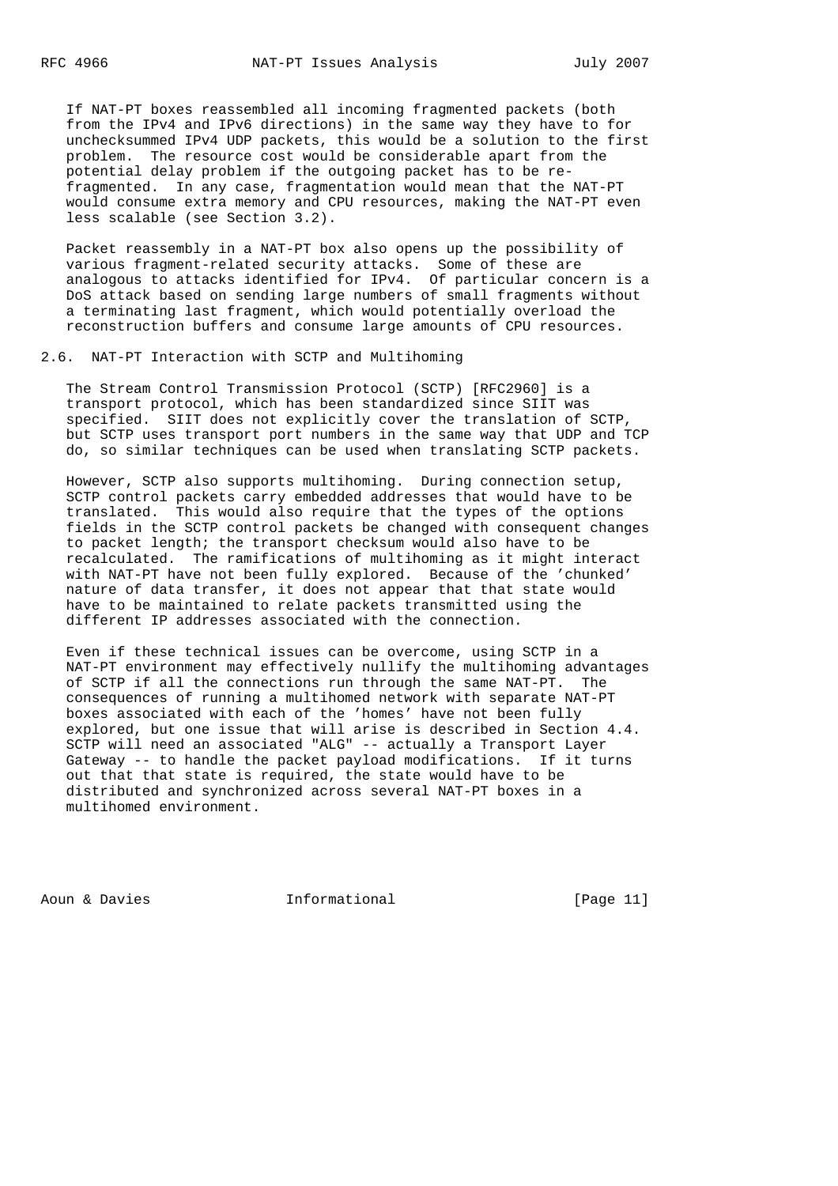If NAT-PT boxes reassembled all incoming fragmented packets (both from the IPv4 and IPv6 directions) in the same way they have to for unchecksummed IPv4 UDP packets, this would be a solution to the first problem. The resource cost would be considerable apart from the potential delay problem if the outgoing packet has to be re-fragmented. In any case, fragmentation would mean that the NAT-PT would consume extra memory and CPU resources, making the NAT-PT even less scalable (see Section 3.2).

Packet reassembly in a NAT-PT box also opens up the possibility of various fragment-related security attacks. Some of these are analogous to attacks identified for IPv4. Of particular concern is a DoS attack based on sending large numbers of small fragments without a terminating last fragment, which would potentially overload the reconstruction buffers and consume large amounts of CPU resources.

## 2.6. NAT-PT Interaction with SCTP and Multihoming

The Stream Control Transmission Protocol (SCTP) [RFC2960] is a transport protocol, which has been standardized since SIIT was specified. SIIT does not explicitly cover the translation of SCTP, but SCTP uses transport port numbers in the same way that UDP and TCP do, so similar techniques can be used when translating SCTP packets.

However, SCTP also supports multihoming. During connection setup, SCTP control packets carry embedded addresses that would have to be translated. This would also require that the types of the options fields in the SCTP control packets be changed with consequent changes to packet length; the transport checksum would also have to be recalculated. The ramifications of multihoming as it might interact with NAT-PT have not been fully explored. Because of the 'chunked' nature of data transfer, it does not appear that that state would have to be maintained to relate packets transmitted using the different IP addresses associated with the connection.

Even if these technical issues can be overcome, using SCTP in a NAT-PT environment may effectively nullify the multihoming advantages of SCTP if all the connections run through the same NAT-PT. The consequences of running a multihomed network with separate NAT-PT boxes associated with each of the 'homes' have not been fully explored, but one issue that will arise is described in Section 4.4. SCTP will need an associated "ALG" -- actually a Transport Layer Gateway -- to handle the packet payload modifications. If it turns out that that state is required, the state would have to be distributed and synchronized across several NAT-PT boxes in a multihomed environment.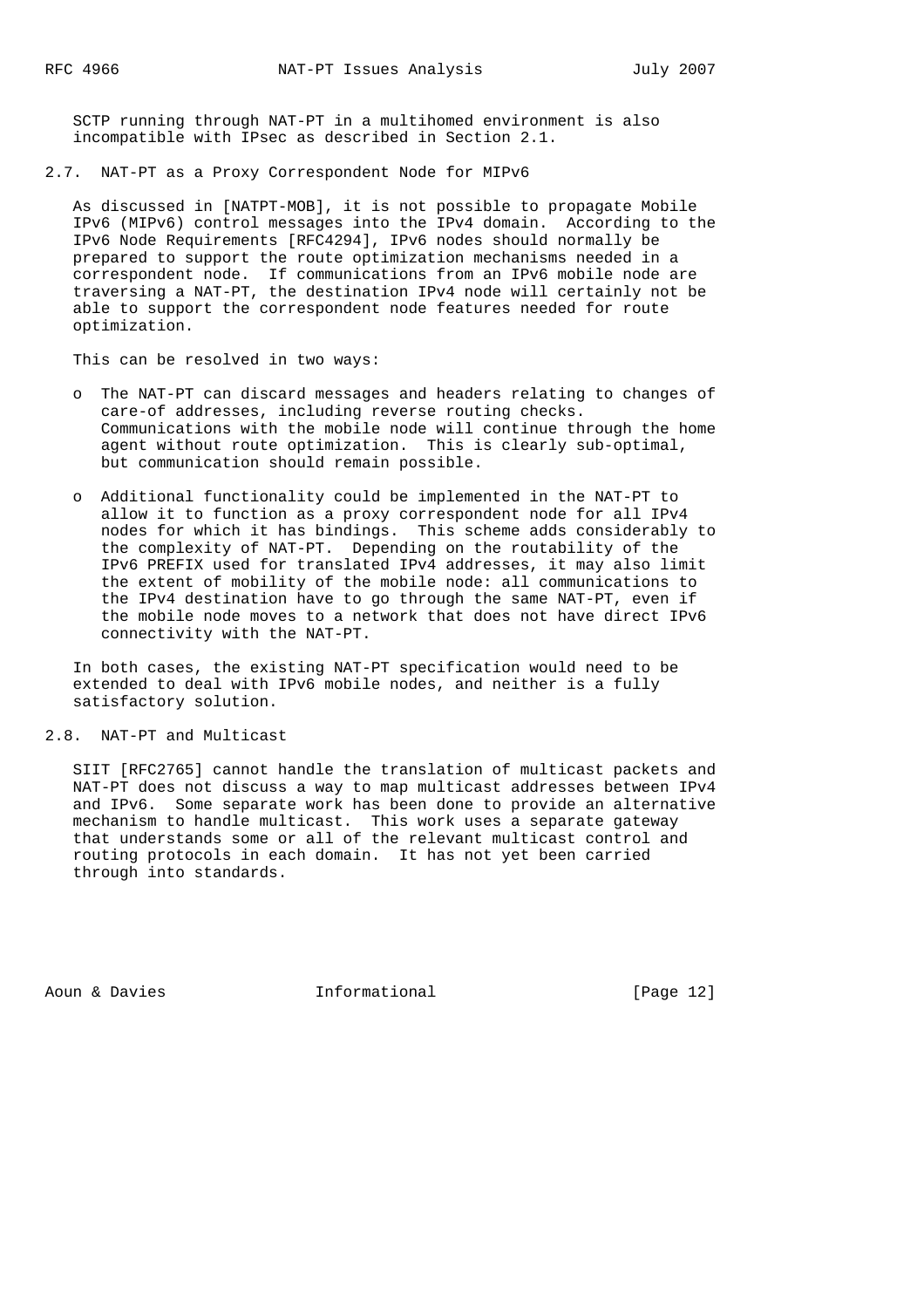SCTP running through NAT-PT in a multihomed environment is also incompatible with IPsec as described in Section 2.1.

## 2.7. NAT-PT as a Proxy Correspondent Node for MIPv6

As discussed in [NATPT-MOB], it is not possible to propagate Mobile IPv6 (MIPv6) control messages into the IPv4 domain. According to the IPv6 Node Requirements [RFC4294], IPv6 nodes should normally be prepared to support the route optimization mechanisms needed in a correspondent node. If communications from an IPv6 mobile node are traversing a NAT-PT, the destination IPv4 node will certainly not be able to support the correspondent node features needed for route optimization.

This can be resolved in two ways:

- The NAT-PT can discard messages and headers relating to changes of care-of addresses, including reverse routing checks. Communications with the mobile node will continue through the home agent without route optimization. This is clearly sub-optimal, but communication should remain possible.
- Additional functionality could be implemented in the NAT-PT to allow it to function as a proxy correspondent node for all IPv4 nodes for which it has bindings. This scheme adds considerably to the complexity of NAT-PT. Depending on the routability of the IPv6 PREFIX used for translated IPv4 addresses, it may also limit the extent of mobility of the mobile node: all communications to the IPv4 destination have to go through the same NAT-PT, even if the mobile node moves to a network that does not have direct IPv6 connectivity with the NAT-PT.

In both cases, the existing NAT-PT specification would need to be extended to deal with IPv6 mobile nodes, and neither is a fully satisfactory solution.

## 2.8. NAT-PT and Multicast

SIIT [RFC2765] cannot handle the translation of multicast packets and NAT-PT does not discuss a way to map multicast addresses between IPv4 and IPv6. Some separate work has been done to provide an alternative mechanism to handle multicast. This work uses a separate gateway that understands some or all of the relevant multicast control and routing protocols in each domain. It has not yet been carried through into standards.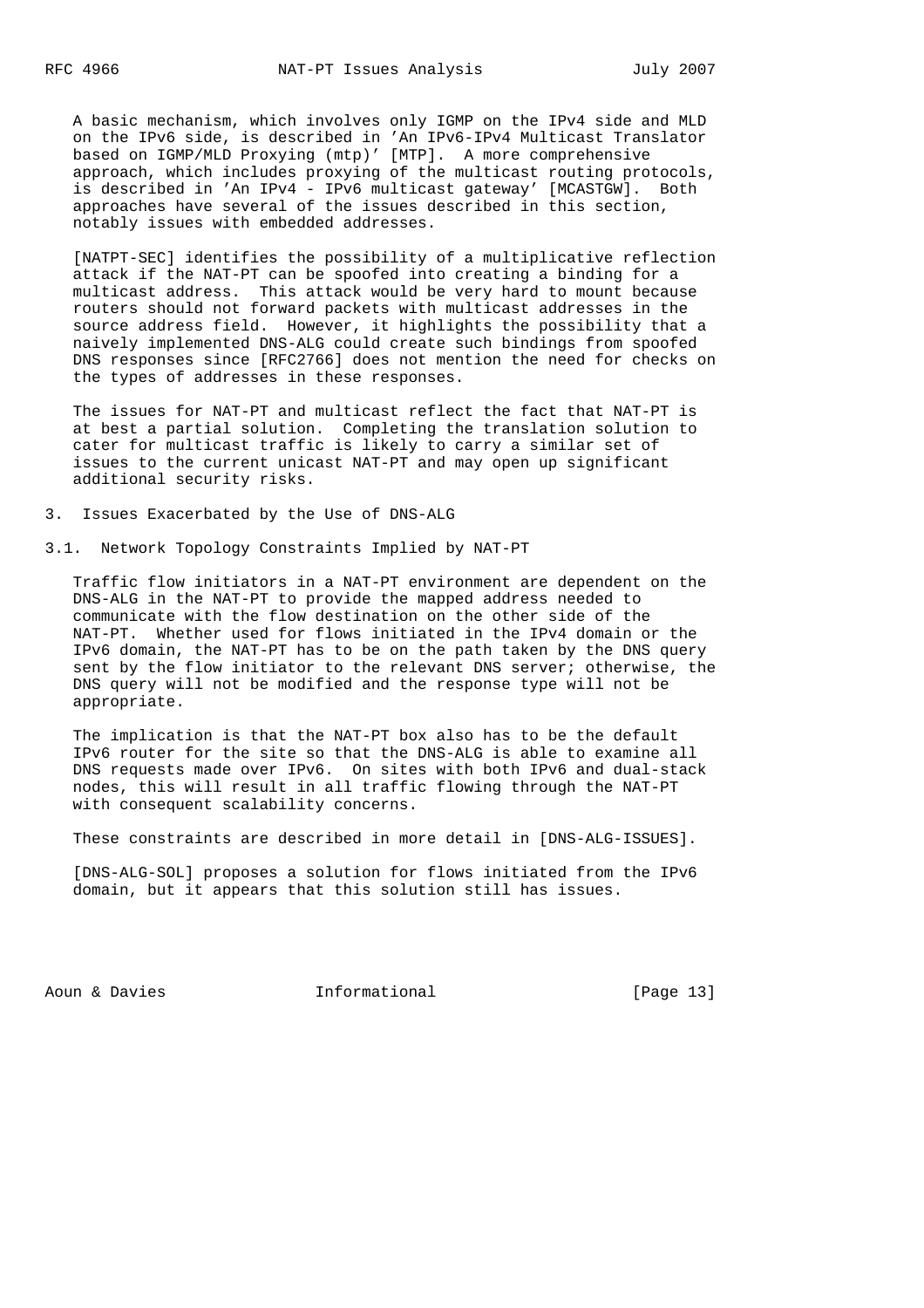A basic mechanism, which involves only IGMP on the IPv4 side and MLD on the IPv6 side, is described in 'An IPv6-IPv4 Multicast Translator based on IGMP/MLD Proxying (mtp)' [MTP]. A more comprehensive approach, which includes proxying of the multicast routing protocols, is described in 'An IPv4 - IPv6 multicast gateway' [MCASTGW]. Both approaches have several of the issues described in this section, notably issues with embedded addresses.

[NATPT-SEC] identifies the possibility of a multiplicative reflection attack if the NAT-PT can be spoofed into creating a binding for a multicast address. This attack would be very hard to mount because routers should not forward packets with multicast addresses in the source address field. However, it highlights the possibility that a naively implemented DNS-ALG could create such bindings from spoofed DNS responses since [RFC2766] does not mention the need for checks on the types of addresses in these responses.

The issues for NAT-PT and multicast reflect the fact that NAT-PT is at best a partial solution. Completing the translation solution to cater for multicast traffic is likely to carry a similar set of issues to the current unicast NAT-PT and may open up significant additional security risks.

## 3. Issues Exacerbated by the Use of DNS-ALG

### 3.1. Network Topology Constraints Implied by NAT-PT

Traffic flow initiators in a NAT-PT environment are dependent on the DNS-ALG in the NAT-PT to provide the mapped address needed to communicate with the flow destination on the other side of the NAT-PT. Whether used for flows initiated in the IPv4 domain or the IPv6 domain, the NAT-PT has to be on the path taken by the DNS query sent by the flow initiator to the relevant DNS server; otherwise, the DNS query will not be modified and the response type will not be appropriate.

The implication is that the NAT-PT box also has to be the default IPv6 router for the site so that the DNS-ALG is able to examine all DNS requests made over IPv6. On sites with both IPv6 and dual-stack nodes, this will result in all traffic flowing through the NAT-PT with consequent scalability concerns.

These constraints are described in more detail in [DNS-ALG-ISSUES].

[DNS-ALG-SOL] proposes a solution for flows initiated from the IPv6 domain, but it appears that this solution still has issues.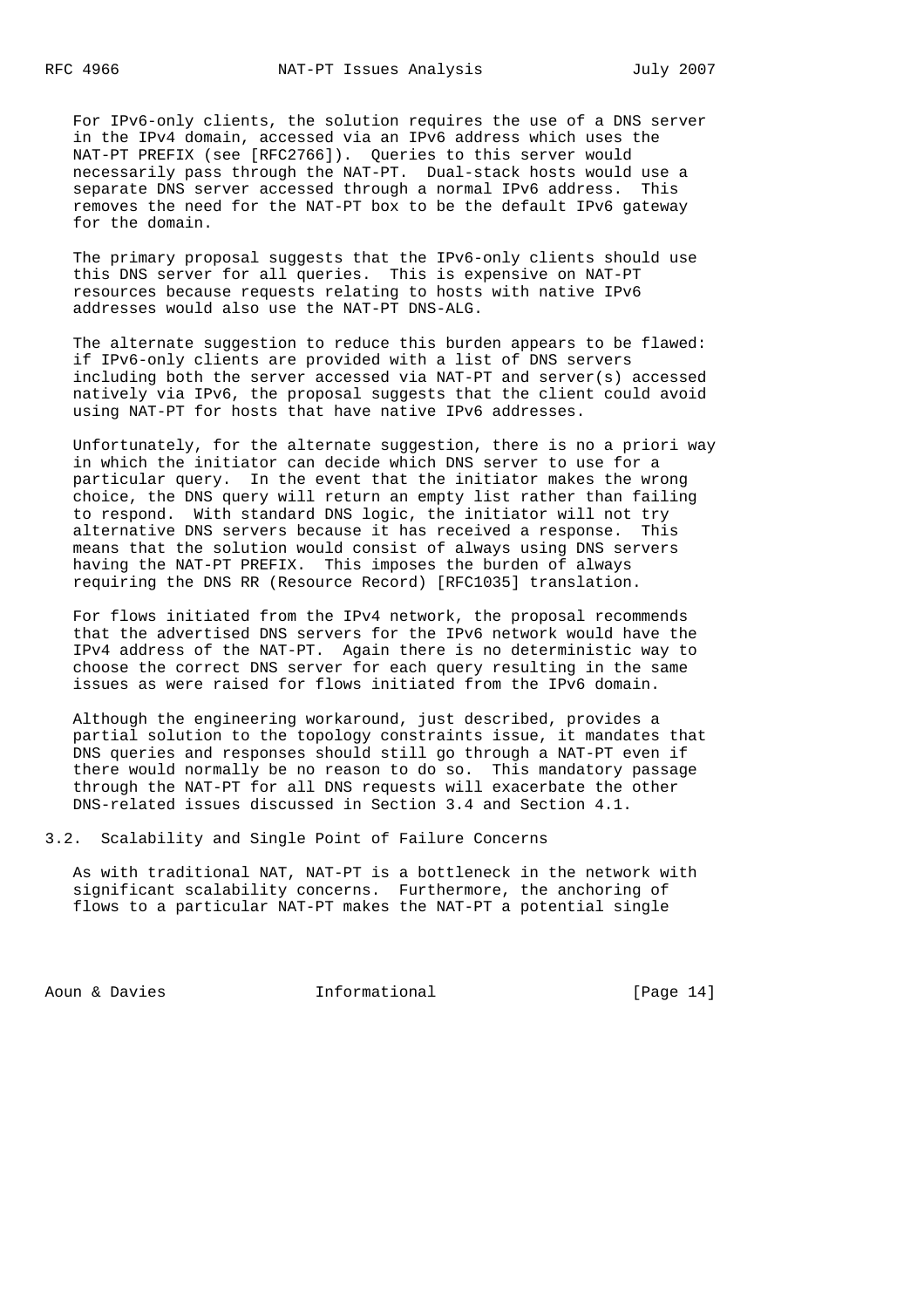For IPv6-only clients, the solution requires the use of a DNS server in the IPv4 domain, accessed via an IPv6 address which uses the NAT-PT PREFIX (see [RFC2766]). Queries to this server would necessarily pass through the NAT-PT. Dual-stack hosts would use a separate DNS server accessed through a normal IPv6 address. This removes the need for the NAT-PT box to be the default IPv6 gateway for the domain.

The primary proposal suggests that the IPv6-only clients should use this DNS server for all queries. This is expensive on NAT-PT resources because requests relating to hosts with native IPv6 addresses would also use the NAT-PT DNS-ALG.

The alternate suggestion to reduce this burden appears to be flawed: if IPv6-only clients are provided with a list of DNS servers including both the server accessed via NAT-PT and server(s) accessed natively via IPv6, the proposal suggests that the client could avoid using NAT-PT for hosts that have native IPv6 addresses.

Unfortunately, for the alternate suggestion, there is no a priori way in which the initiator can decide which DNS server to use for a particular query. In the event that the initiator makes the wrong choice, the DNS query will return an empty list rather than failing to respond. With standard DNS logic, the initiator will not try alternative DNS servers because it has received a response. This means that the solution would consist of always using DNS servers having the NAT-PT PREFIX. This imposes the burden of always requiring the DNS RR (Resource Record) [RFC1035] translation.

For flows initiated from the IPv4 network, the proposal recommends that the advertised DNS servers for the IPv6 network would have the IPv4 address of the NAT-PT. Again there is no deterministic way to choose the correct DNS server for each query resulting in the same issues as were raised for flows initiated from the IPv6 domain.

Although the engineering workaround, just described, provides a partial solution to the topology constraints issue, it mandates that DNS queries and responses should still go through a NAT-PT even if there would normally be no reason to do so. This mandatory passage through the NAT-PT for all DNS requests will exacerbate the other DNS-related issues discussed in Section 3.4 and Section 4.1.

## 3.2. Scalability and Single Point of Failure Concerns

As with traditional NAT, NAT-PT is a bottleneck in the network with significant scalability concerns. Furthermore, the anchoring of flows to a particular NAT-PT makes the NAT-PT a potential single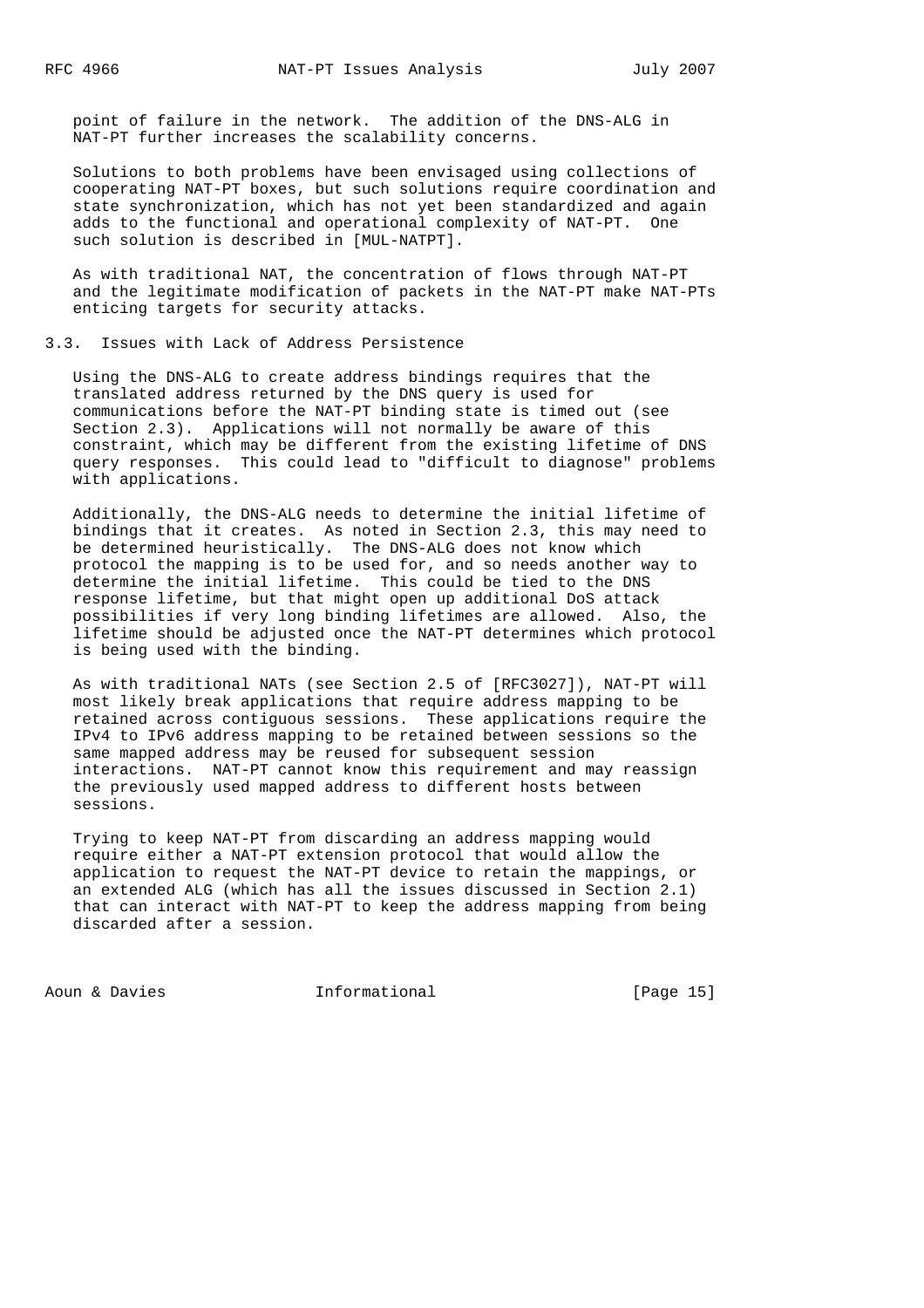point of failure in the network. The addition of the DNS-ALG in NAT-PT further increases the scalability concerns.

Solutions to both problems have been envisaged using collections of cooperating NAT-PT boxes, but such solutions require coordination and state synchronization, which has not yet been standardized and again adds to the functional and operational complexity of NAT-PT. One such solution is described in [MUL-NATPT].

As with traditional NAT, the concentration of flows through NAT-PT and the legitimate modification of packets in the NAT-PT make NAT-PTs enticing targets for security attacks.

### 3.3. Issues with Lack of Address Persistence

Using the DNS-ALG to create address bindings requires that the translated address returned by the DNS query is used for communications before the NAT-PT binding state is timed out (see Section 2.3). Applications will not normally be aware of this constraint, which may be different from the existing lifetime of DNS query responses. This could lead to "difficult to diagnose" problems with applications.

Additionally, the DNS-ALG needs to determine the initial lifetime of bindings that it creates. As noted in Section 2.3, this may need to be determined heuristically. The DNS-ALG does not know which protocol the mapping is to be used for, and so needs another way to determine the initial lifetime. This could be tied to the DNS response lifetime, but that might open up additional DoS attack possibilities if very long binding lifetimes are allowed. Also, the lifetime should be adjusted once the NAT-PT determines which protocol is being used with the binding.

As with traditional NATs (see Section 2.5 of [RFC3027]), NAT-PT will most likely break applications that require address mapping to be retained across contiguous sessions. These applications require the IPv4 to IPv6 address mapping to be retained between sessions so the same mapped address may be reused for subsequent session interactions. NAT-PT cannot know this requirement and may reassign the previously used mapped address to different hosts between sessions.

Trying to keep NAT-PT from discarding an address mapping would require either a NAT-PT extension protocol that would allow the application to request the NAT-PT device to retain the mappings, or an extended ALG (which has all the issues discussed in Section 2.1) that can interact with NAT-PT to keep the address mapping from being discarded after a session.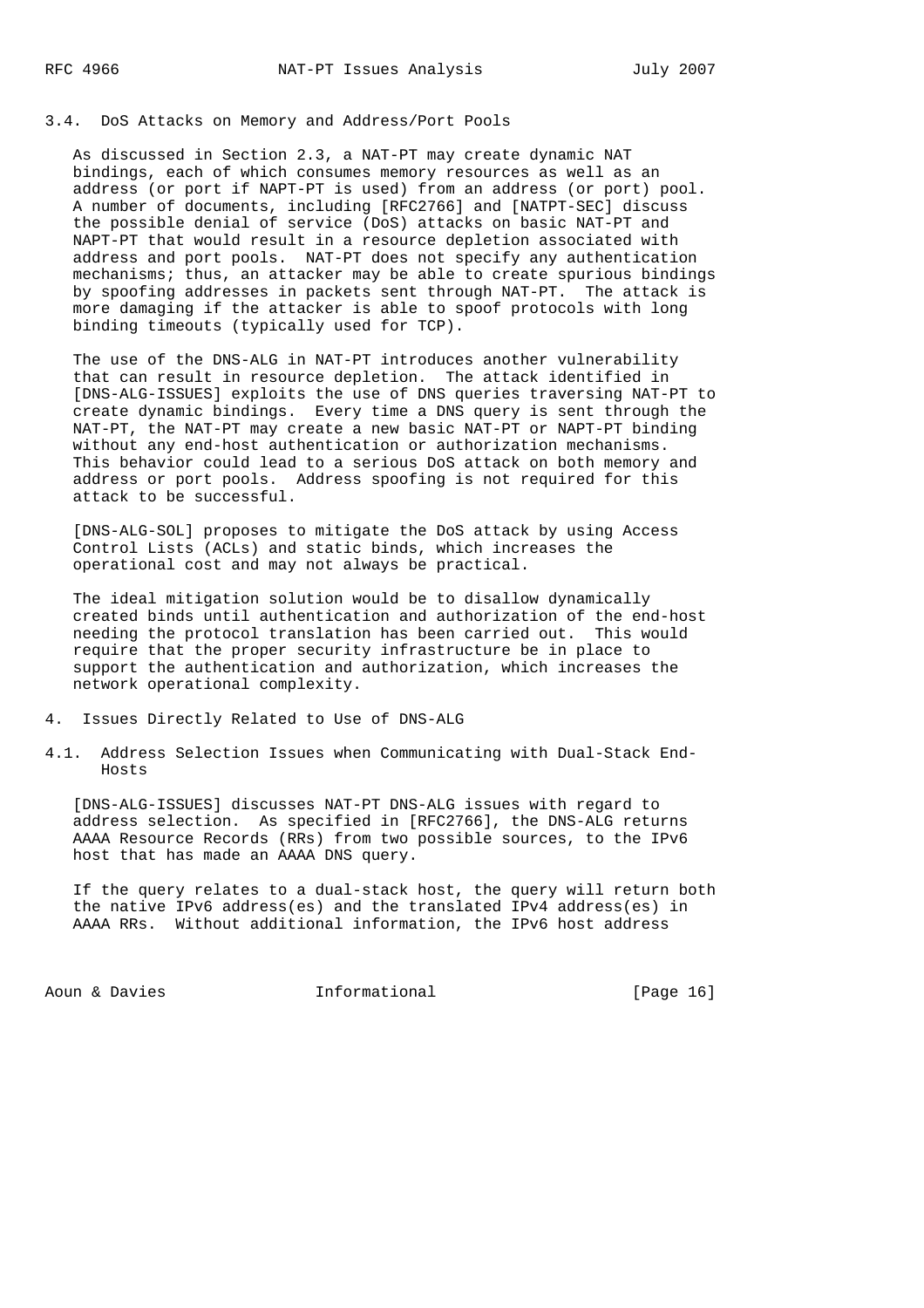### 3.4. DoS Attacks on Memory and Address/Port Pools

As discussed in Section 2.3, a NAT-PT may create dynamic NAT bindings, each of which consumes memory resources as well as an address (or port if NAPT-PT is used) from an address (or port) pool. A number of documents, including [RFC2766] and [NATPT-SEC] discuss the possible denial of service (DoS) attacks on basic NAT-PT and NAPT-PT that would result in a resource depletion associated with address and port pools. NAT-PT does not specify any authentication mechanisms; thus, an attacker may be able to create spurious bindings by spoofing addresses in packets sent through NAT-PT. The attack is more damaging if the attacker is able to spoof protocols with long binding timeouts (typically used for TCP).

The use of the DNS-ALG in NAT-PT introduces another vulnerability that can result in resource depletion. The attack identified in [DNS-ALG-ISSUES] exploits the use of DNS queries traversing NAT-PT to create dynamic bindings. Every time a DNS query is sent through the NAT-PT, the NAT-PT may create a new basic NAT-PT or NAPT-PT binding without any end-host authentication or authorization mechanisms. This behavior could lead to a serious DoS attack on both memory and address or port pools. Address spoofing is not required for this attack to be successful.

[DNS-ALG-SOL] proposes to mitigate the DoS attack by using Access Control Lists (ACLs) and static binds, which increases the operational cost and may not always be practical.

The ideal mitigation solution would be to disallow dynamically created binds until authentication and authorization of the end-host needing the protocol translation has been carried out. This would require that the proper security infrastructure be in place to support the authentication and authorization, which increases the network operational complexity.

## 4. Issues Directly Related to Use of DNS-ALG

### 4.1. Address Selection Issues when Communicating with Dual-Stack End-Hosts

[DNS-ALG-ISSUES] discusses NAT-PT DNS-ALG issues with regard to address selection. As specified in [RFC2766], the DNS-ALG returns AAAA Resource Records (RRs) from two possible sources, to the IPv6 host that has made an AAAA DNS query.

If the query relates to a dual-stack host, the query will return both the native IPv6 address(es) and the translated IPv4 address(es) in AAAA RRs. Without additional information, the IPv6 host address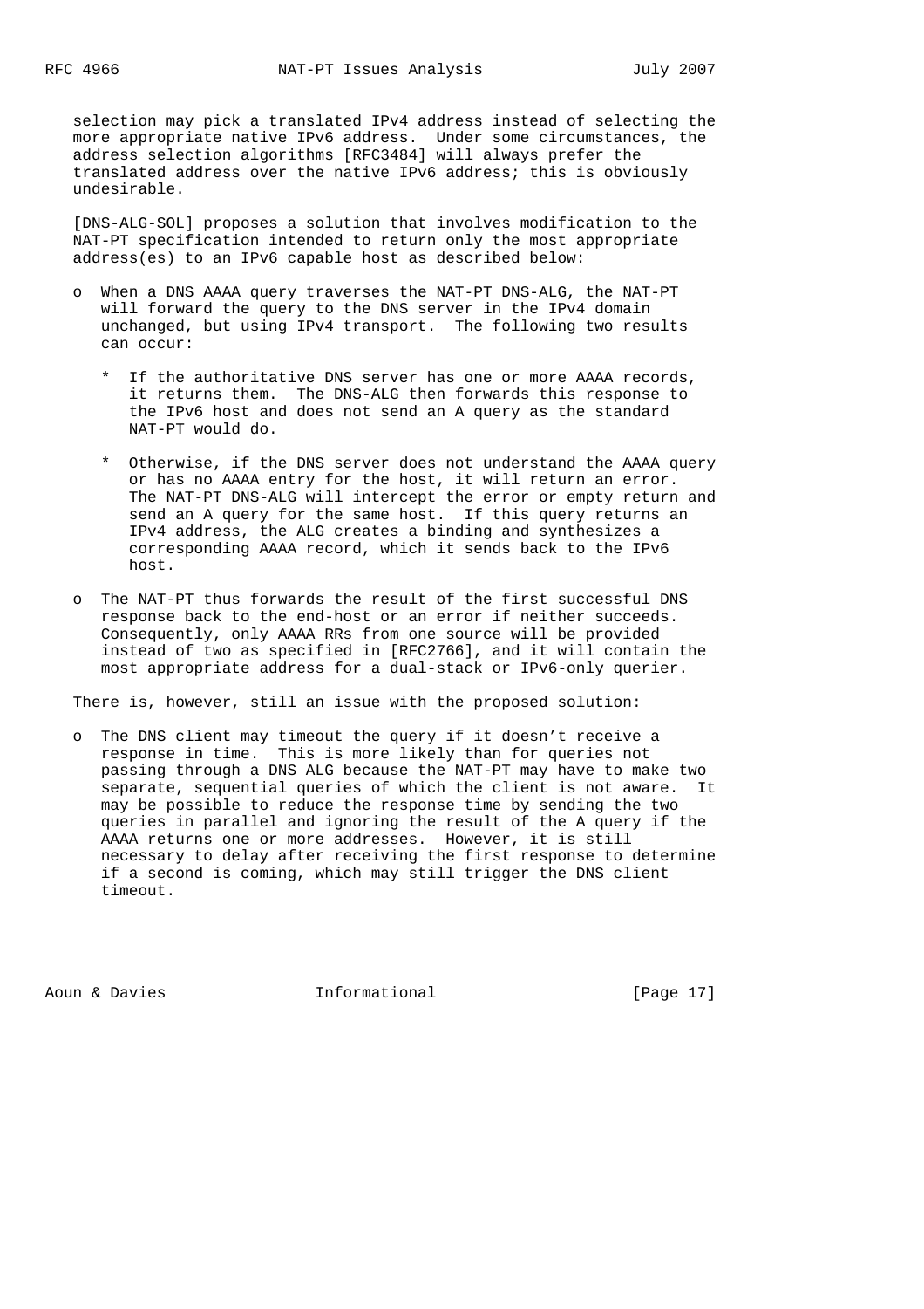selection may pick a translated IPv4 address instead of selecting the more appropriate native IPv6 address. Under some circumstances, the address selection algorithms [RFC3484] will always prefer the translated address over the native IPv6 address; this is obviously undesirable.

[DNS-ALG-SOL] proposes a solution that involves modification to the NAT-PT specification intended to return only the most appropriate address(es) to an IPv6 capable host as described below:

- When a DNS AAAA query traverses the NAT-PT DNS-ALG, the NAT-PT will forward the query to the DNS server in the IPv4 domain unchanged, but using IPv4 transport. The following two results can occur:

  * If the authoritative DNS server has one or more AAAA records, it returns them. The DNS-ALG then forwards this response to the IPv6 host and does not send an A query as the standard NAT-PT would do.

  * Otherwise, if the DNS server does not understand the AAAA query or has no AAAA entry for the host, it will return an error. The NAT-PT DNS-ALG will intercept the error or empty return and send an A query for the same host. If this query returns an IPv4 address, the ALG creates a binding and synthesizes a corresponding AAAA record, which it sends back to the IPv6 host.

- The NAT-PT thus forwards the result of the first successful DNS response back to the end-host or an error if neither succeeds. Consequently, only AAAA RRs from one source will be provided instead of two as specified in [RFC2766], and it will contain the most appropriate address for a dual-stack or IPv6-only querier.

There is, however, still an issue with the proposed solution:

- The DNS client may timeout the query if it doesn't receive a response in time. This is more likely than for queries not passing through a DNS ALG because the NAT-PT may have to make two separate, sequential queries of which the client is not aware. It may be possible to reduce the response time by sending the two queries in parallel and ignoring the result of the A query if the AAAA returns one or more addresses. However, it is still necessary to delay after receiving the first response to determine if a second is coming, which may still trigger the DNS client timeout.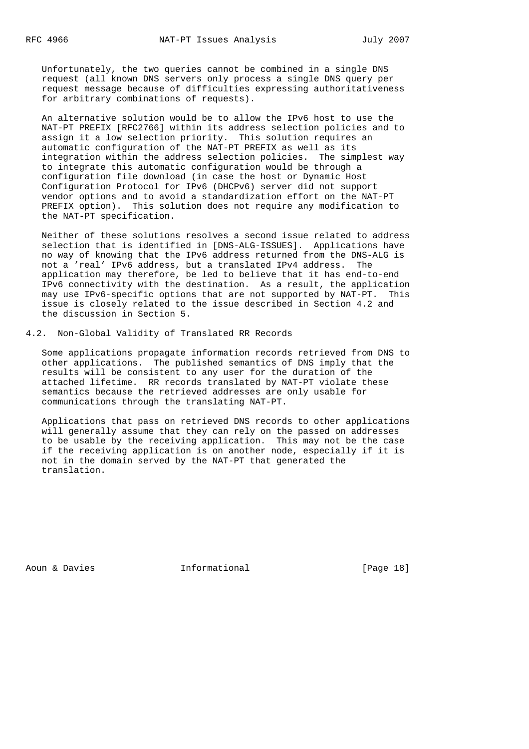Unfortunately, the two queries cannot be combined in a single DNS request (all known DNS servers only process a single DNS query per request message because of difficulties expressing authoritativeness for arbitrary combinations of requests).

An alternative solution would be to allow the IPv6 host to use the NAT-PT PREFIX [RFC2766] within its address selection policies and to assign it a low selection priority. This solution requires an automatic configuration of the NAT-PT PREFIX as well as its integration within the address selection policies. The simplest way to integrate this automatic configuration would be through a configuration file download (in case the host or Dynamic Host Configuration Protocol for IPv6 (DHCPv6) server did not support vendor options and to avoid a standardization effort on the NAT-PT PREFIX option). This solution does not require any modification to the NAT-PT specification.

Neither of these solutions resolves a second issue related to address selection that is identified in [DNS-ALG-ISSUES]. Applications have no way of knowing that the IPv6 address returned from the DNS-ALG is not a 'real' IPv6 address, but a translated IPv4 address. The application may therefore, be led to believe that it has end-to-end IPv6 connectivity with the destination. As a result, the application may use IPv6-specific options that are not supported by NAT-PT. This issue is closely related to the issue described in Section 4.2 and the discussion in Section 5.

## 4.2. Non-Global Validity of Translated RR Records

Some applications propagate information records retrieved from DNS to other applications. The published semantics of DNS imply that the results will be consistent to any user for the duration of the attached lifetime. RR records translated by NAT-PT violate these semantics because the retrieved addresses are only usable for communications through the translating NAT-PT.

Applications that pass on retrieved DNS records to other applications will generally assume that they can rely on the passed on addresses to be usable by the receiving application. This may not be the case if the receiving application is on another node, especially if it is not in the domain served by the NAT-PT that generated the translation.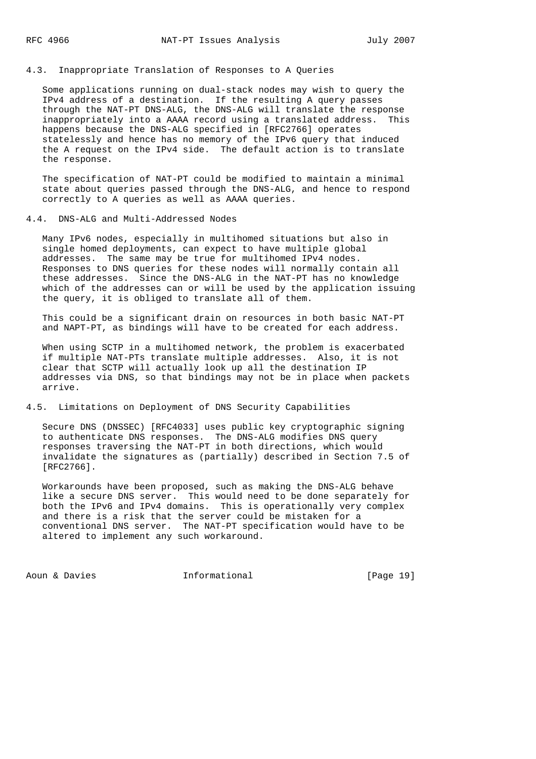### 4.3. Inappropriate Translation of Responses to A Queries

Some applications running on dual-stack nodes may wish to query the IPv4 address of a destination. If the resulting A query passes through the NAT-PT DNS-ALG, the DNS-ALG will translate the response inappropriately into a AAAA record using a translated address. This happens because the DNS-ALG specified in [RFC2766] operates statelessly and hence has no memory of the IPv6 query that induced the A request on the IPv4 side. The default action is to translate the response.

The specification of NAT-PT could be modified to maintain a minimal state about queries passed through the DNS-ALG, and hence to respond correctly to A queries as well as AAAA queries.

### 4.4. DNS-ALG and Multi-Addressed Nodes

Many IPv6 nodes, especially in multihomed situations but also in single homed deployments, can expect to have multiple global addresses. The same may be true for multihomed IPv4 nodes. Responses to DNS queries for these nodes will normally contain all these addresses. Since the DNS-ALG in the NAT-PT has no knowledge which of the addresses can or will be used by the application issuing the query, it is obliged to translate all of them.

This could be a significant drain on resources in both basic NAT-PT and NAPT-PT, as bindings will have to be created for each address.

When using SCTP in a multihomed network, the problem is exacerbated if multiple NAT-PTs translate multiple addresses. Also, it is not clear that SCTP will actually look up all the destination IP addresses via DNS, so that bindings may not be in place when packets arrive.

### 4.5. Limitations on Deployment of DNS Security Capabilities

Secure DNS (DNSSEC) [RFC4033] uses public key cryptographic signing to authenticate DNS responses. The DNS-ALG modifies DNS query responses traversing the NAT-PT in both directions, which would invalidate the signatures as (partially) described in Section 7.5 of [RFC2766].

Workarounds have been proposed, such as making the DNS-ALG behave like a secure DNS server. This would need to be done separately for both the IPv6 and IPv4 domains. This is operationally very complex and there is a risk that the server could be mistaken for a conventional DNS server. The NAT-PT specification would have to be altered to implement any such workaround.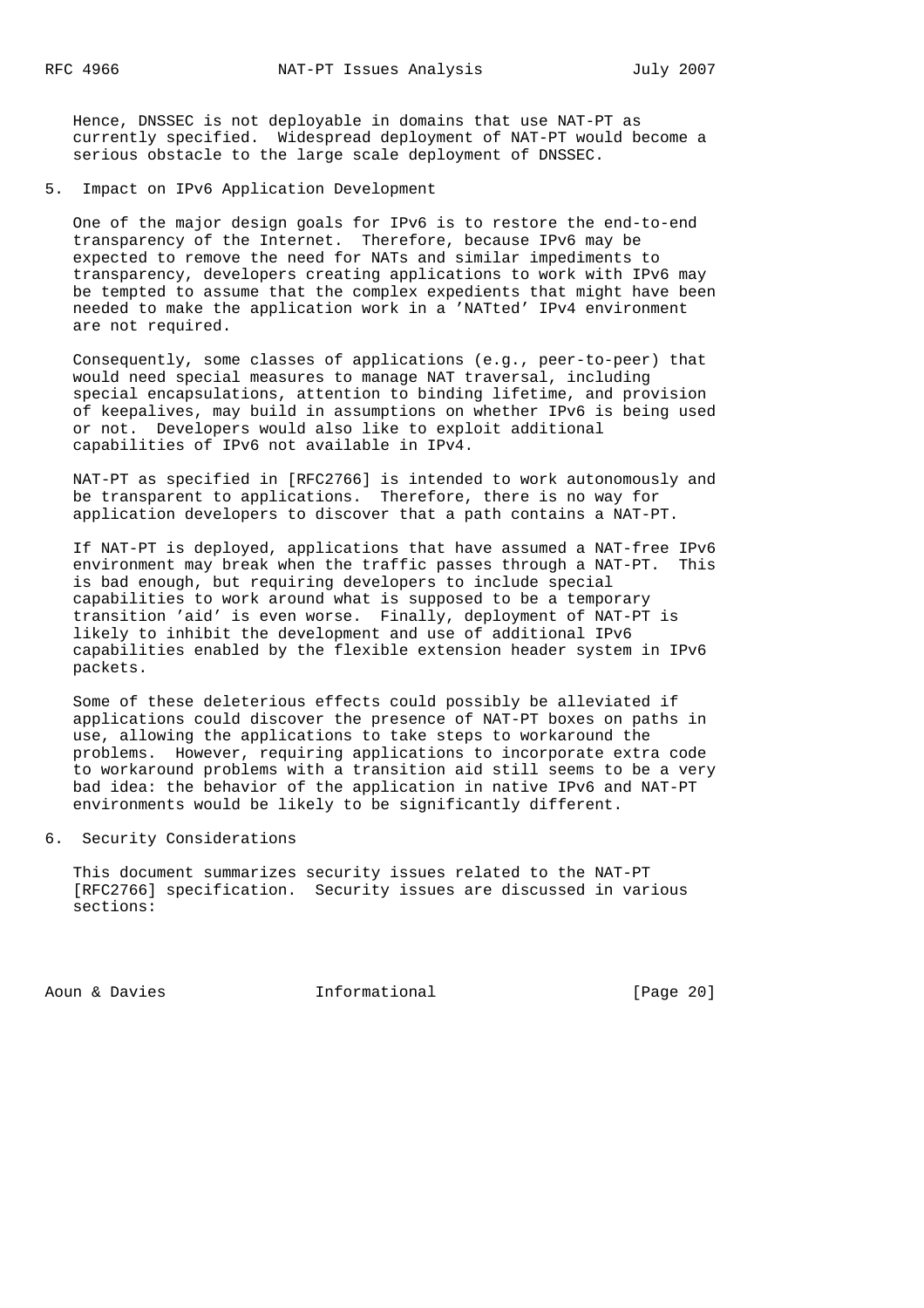Hence, DNSSEC is not deployable in domains that use NAT-PT as currently specified. Widespread deployment of NAT-PT would become a serious obstacle to the large scale deployment of DNSSEC.

## 5. Impact on IPv6 Application Development

One of the major design goals for IPv6 is to restore the end-to-end transparency of the Internet. Therefore, because IPv6 may be expected to remove the need for NATs and similar impediments to transparency, developers creating applications to work with IPv6 may be tempted to assume that the complex expedients that might have been needed to make the application work in a 'NATted' IPv4 environment are not required.

Consequently, some classes of applications (e.g., peer-to-peer) that would need special measures to manage NAT traversal, including special encapsulations, attention to binding lifetime, and provision of keepalives, may build in assumptions on whether IPv6 is being used or not. Developers would also like to exploit additional capabilities of IPv6 not available in IPv4.

NAT-PT as specified in [RFC2766] is intended to work autonomously and be transparent to applications. Therefore, there is no way for application developers to discover that a path contains a NAT-PT.

If NAT-PT is deployed, applications that have assumed a NAT-free IPv6 environment may break when the traffic passes through a NAT-PT. This is bad enough, but requiring developers to include special capabilities to work around what is supposed to be a temporary transition 'aid' is even worse. Finally, deployment of NAT-PT is likely to inhibit the development and use of additional IPv6 capabilities enabled by the flexible extension header system in IPv6 packets.

Some of these deleterious effects could possibly be alleviated if applications could discover the presence of NAT-PT boxes on paths in use, allowing the applications to take steps to workaround the problems. However, requiring applications to incorporate extra code to workaround problems with a transition aid still seems to be a very bad idea: the behavior of the application in native IPv6 and NAT-PT environments would be likely to be significantly different.

## 6. Security Considerations

This document summarizes security issues related to the NAT-PT [RFC2766] specification. Security issues are discussed in various sections: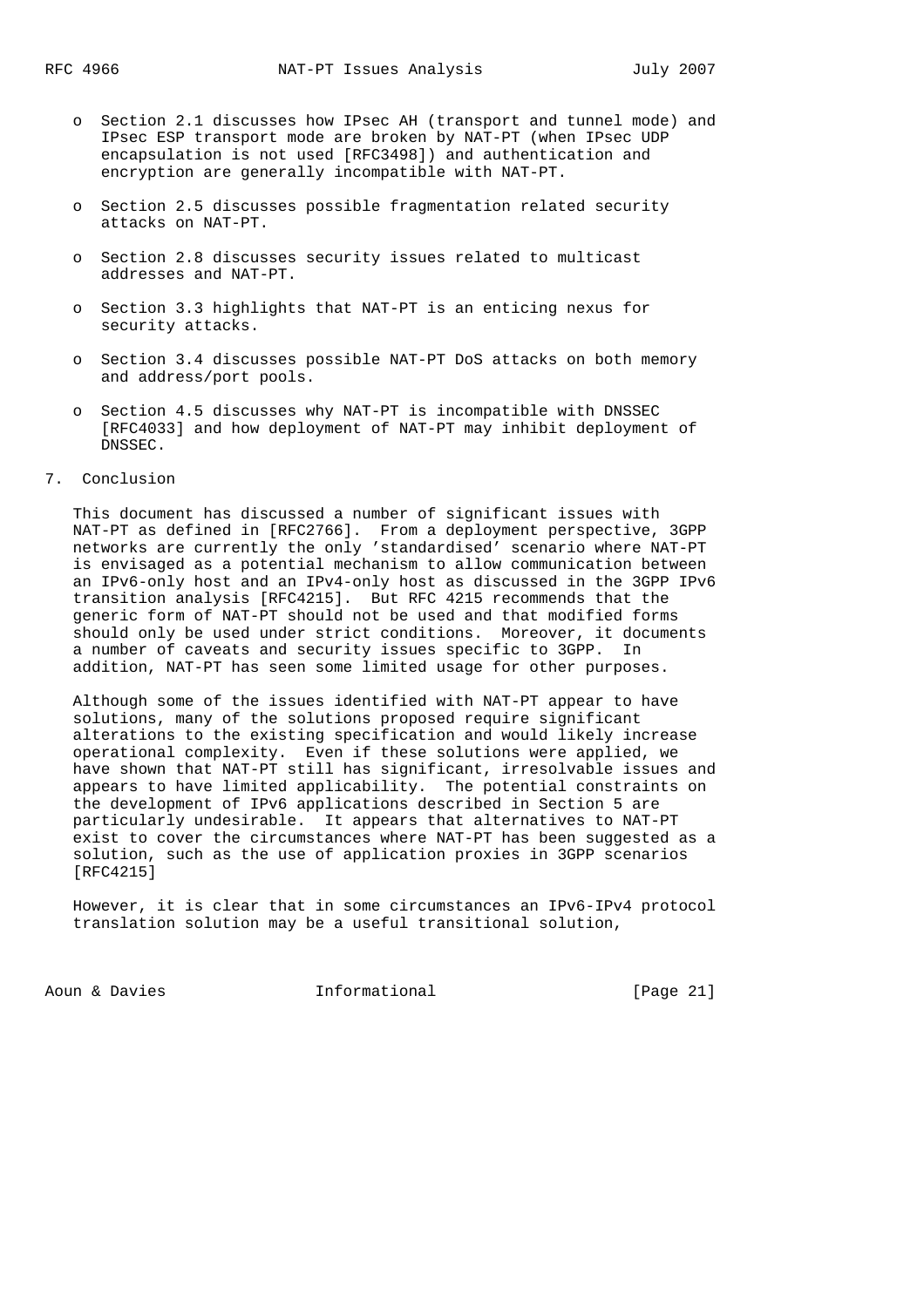- Section 2.1 discusses how IPsec AH (transport and tunnel mode) and IPsec ESP transport mode are broken by NAT-PT (when IPsec UDP encapsulation is not used [RFC3498]) and authentication and encryption are generally incompatible with NAT-PT.

- Section 2.5 discusses possible fragmentation related security attacks on NAT-PT.

- Section 2.8 discusses security issues related to multicast addresses and NAT-PT.

- Section 3.3 highlights that NAT-PT is an enticing nexus for security attacks.

- Section 3.4 discusses possible NAT-PT DoS attacks on both memory and address/port pools.

- Section 4.5 discusses why NAT-PT is incompatible with DNSSEC [RFC4033] and how deployment of NAT-PT may inhibit deployment of DNSSEC.

# 7. Conclusion

This document has discussed a number of significant issues with NAT-PT as defined in [RFC2766]. From a deployment perspective, 3GPP networks are currently the only 'standardised' scenario where NAT-PT is envisaged as a potential mechanism to allow communication between an IPv6-only host and an IPv4-only host as discussed in the 3GPP IPv6 transition analysis [RFC4215]. But RFC 4215 recommends that the generic form of NAT-PT should not be used and that modified forms should only be used under strict conditions. Moreover, it documents a number of caveats and security issues specific to 3GPP. In addition, NAT-PT has seen some limited usage for other purposes.

Although some of the issues identified with NAT-PT appear to have solutions, many of the solutions proposed require significant alterations to the existing specification and would likely increase operational complexity. Even if these solutions were applied, we have shown that NAT-PT still has significant, irresolvable issues and appears to have limited applicability. The potential constraints on the development of IPv6 applications described in Section 5 are particularly undesirable. It appears that alternatives to NAT-PT exist to cover the circumstances where NAT-PT has been suggested as a solution, such as the use of application proxies in 3GPP scenarios [RFC4215]

However, it is clear that in some circumstances an IPv6-IPv4 protocol translation solution may be a useful transitional solution,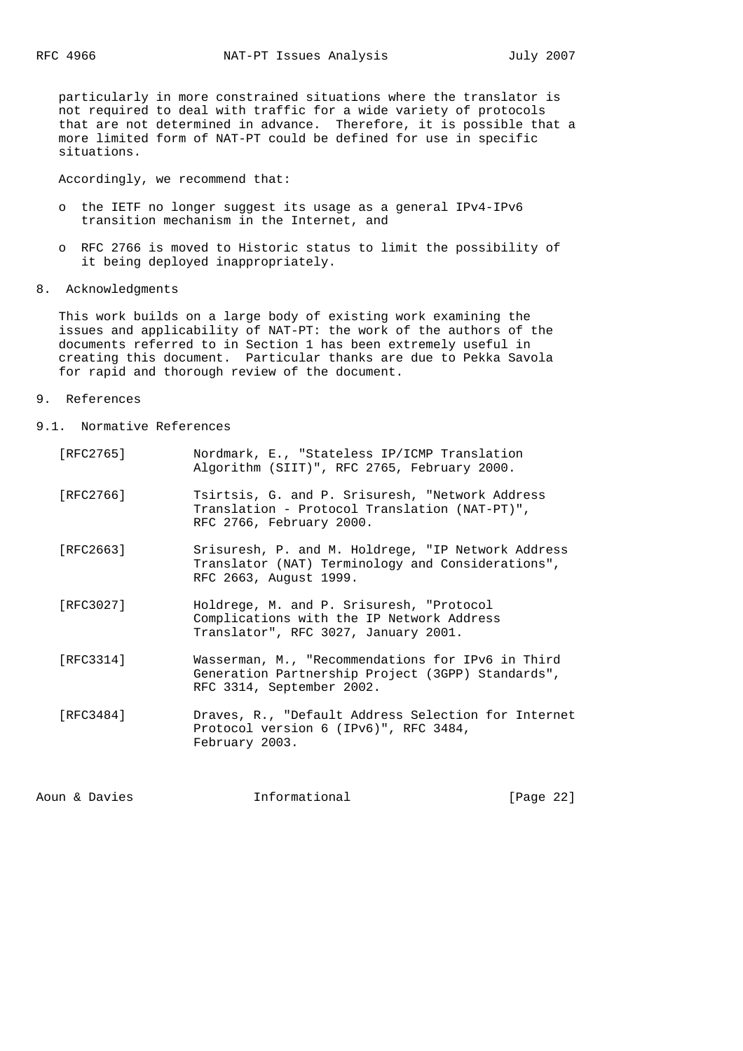particularly in more constrained situations where the translator is not required to deal with traffic for a wide variety of protocols that are not determined in advance. Therefore, it is possible that a more limited form of NAT-PT could be defined for use in specific situations.

Accordingly, we recommend that:

- the IETF no longer suggest its usage as a general IPv4-IPv6 transition mechanism in the Internet, and
- RFC 2766 is moved to Historic status to limit the possibility of it being deployed inappropriately.

## 8. Acknowledgments

This work builds on a large body of existing work examining the issues and applicability of NAT-PT: the work of the authors of the documents referred to in Section 1 has been extremely useful in creating this document. Particular thanks are due to Pekka Savola for rapid and thorough review of the document.

## 9. References

### 9.1. Normative References

[RFC2765] Nordmark, E., "Stateless IP/ICMP Translation Algorithm (SIIT)", RFC 2765, February 2000.

[RFC2766] Tsirtsis, G. and P. Srisuresh, "Network Address Translation - Protocol Translation (NAT-PT)", RFC 2766, February 2000.

[RFC2663] Srisuresh, P. and M. Holdrege, "IP Network Address Translator (NAT) Terminology and Considerations", RFC 2663, August 1999.

[RFC3027] Holdrege, M. and P. Srisuresh, "Protocol Complications with the IP Network Address Translator", RFC 3027, January 2001.

[RFC3314] Wasserman, M., "Recommendations for IPv6 in Third Generation Partnership Project (3GPP) Standards", RFC 3314, September 2002.

[RFC3484] Draves, R., "Default Address Selection for Internet Protocol version 6 (IPv6)", RFC 3484, February 2003.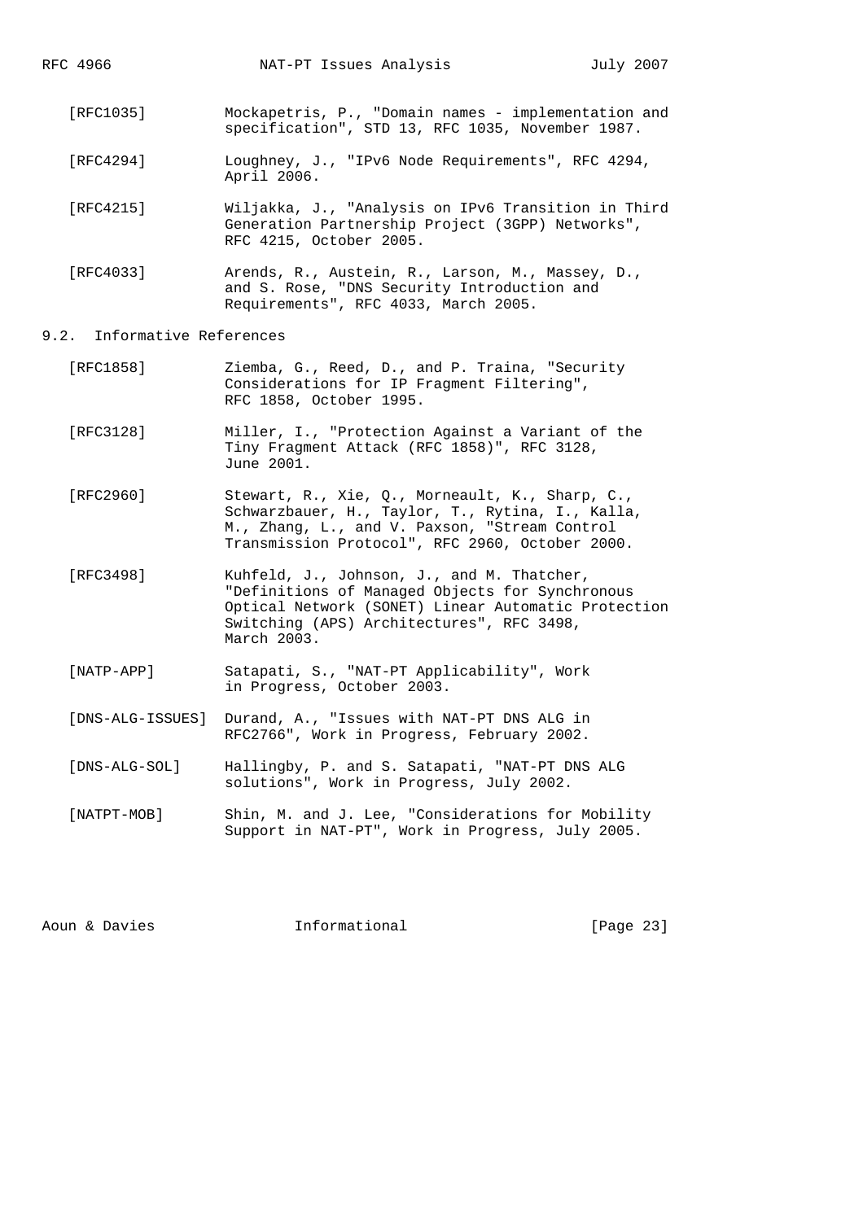[RFC1035] Mockapetris, P., "Domain names - implementation and specification", STD 13, RFC 1035, November 1987.

[RFC4294] Loughney, J., "IPv6 Node Requirements", RFC 4294, April 2006.

[RFC4215] Wiljakka, J., "Analysis on IPv6 Transition in Third Generation Partnership Project (3GPP) Networks", RFC 4215, October 2005.

[RFC4033] Arends, R., Austein, R., Larson, M., Massey, D., and S. Rose, "DNS Security Introduction and Requirements", RFC 4033, March 2005.

## 9.2. Informative References

[RFC1858] Ziemba, G., Reed, D., and P. Traina, "Security Considerations for IP Fragment Filtering", RFC 1858, October 1995.

[RFC3128] Miller, I., "Protection Against a Variant of the Tiny Fragment Attack (RFC 1858)", RFC 3128, June 2001.

[RFC2960] Stewart, R., Xie, Q., Morneault, K., Sharp, C., Schwarzbauer, H., Taylor, T., Rytina, I., Kalla, M., Zhang, L., and V. Paxson, "Stream Control Transmission Protocol", RFC 2960, October 2000.

[RFC3498] Kuhfeld, J., Johnson, J., and M. Thatcher, "Definitions of Managed Objects for Synchronous Optical Network (SONET) Linear Automatic Protection Switching (APS) Architectures", RFC 3498, March 2003.

[NATP-APP] Satapati, S., "NAT-PT Applicability", Work in Progress, October 2003.

[DNS-ALG-ISSUES] Durand, A., "Issues with NAT-PT DNS ALG in RFC2766", Work in Progress, February 2002.

[DNS-ALG-SOL] Hallingby, P. and S. Satapati, "NAT-PT DNS ALG solutions", Work in Progress, July 2002.

[NATPT-MOB] Shin, M. and J. Lee, "Considerations for Mobility Support in NAT-PT", Work in Progress, July 2005.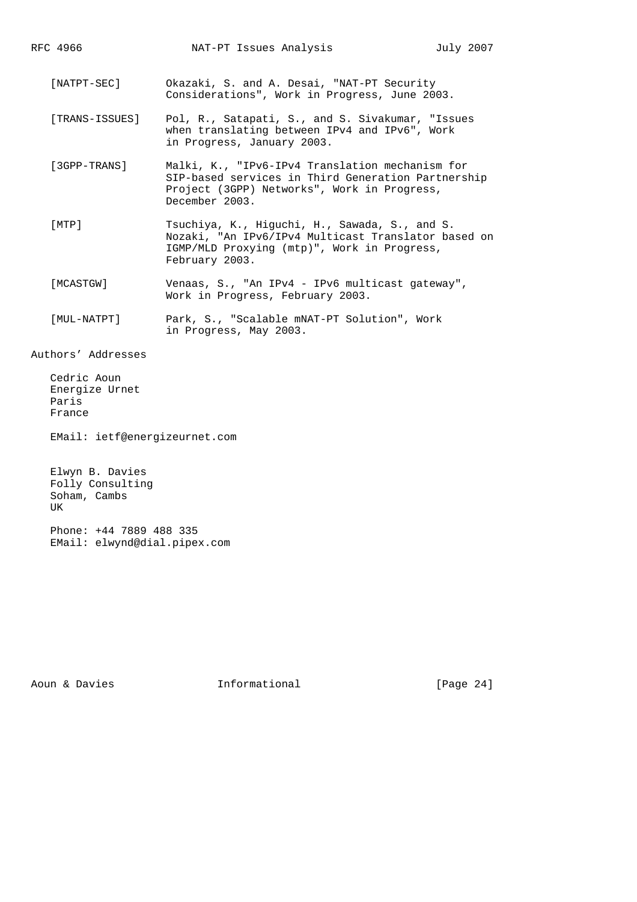[NATPT-SEC] Okazaki, S. and A. Desai, "NAT-PT Security Considerations", Work in Progress, June 2003.

[TRANS-ISSUES] Pol, R., Satapati, S., and S. Sivakumar, "Issues when translating between IPv4 and IPv6", Work in Progress, January 2003.

[3GPP-TRANS] Malki, K., "IPv6-IPv4 Translation mechanism for SIP-based services in Third Generation Partnership Project (3GPP) Networks", Work in Progress, December 2003.

[MTP] Tsuchiya, K., Higuchi, H., Sawada, S., and S. Nozaki, "An IPv6/IPv4 Multicast Translator based on IGMP/MLD Proxying (mtp)", Work in Progress, February 2003.

[MCASTGW] Venaas, S., "An IPv4 - IPv6 multicast gateway", Work in Progress, February 2003.

[MUL-NATPT] Park, S., "Scalable mNAT-PT Solution", Work in Progress, May 2003.

## Authors' Addresses

Cedric Aoun
Energize Urnet
Paris
France

EMail: ietf@energizeurnet.com

Elwyn B. Davies
Folly Consulting
Soham, Cambs
UK

Phone: +44 7889 488 335
EMail: elwynd@dial.pipex.com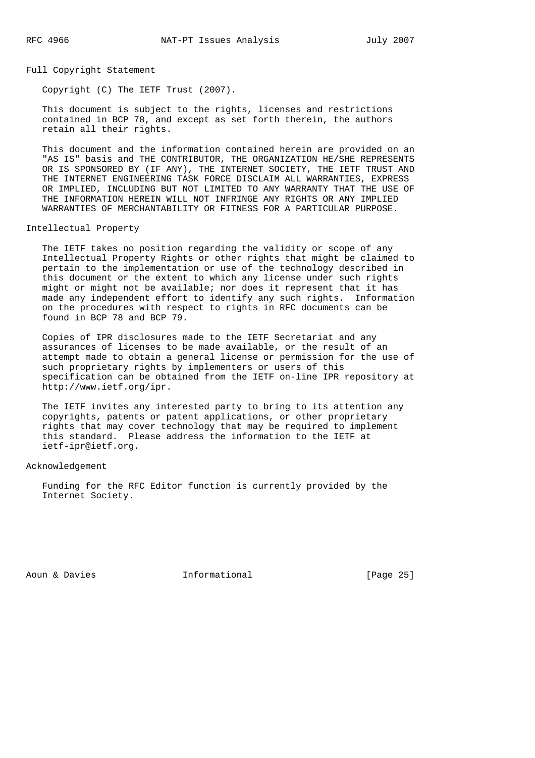## Full Copyright Statement

Copyright (C) The IETF Trust (2007).

This document is subject to the rights, licenses and restrictions contained in BCP 78, and except as set forth therein, the authors retain all their rights.

This document and the information contained herein are provided on an "AS IS" basis and THE CONTRIBUTOR, THE ORGANIZATION HE/SHE REPRESENTS OR IS SPONSORED BY (IF ANY), THE INTERNET SOCIETY, THE IETF TRUST AND THE INTERNET ENGINEERING TASK FORCE DISCLAIM ALL WARRANTIES, EXPRESS OR IMPLIED, INCLUDING BUT NOT LIMITED TO ANY WARRANTY THAT THE USE OF THE INFORMATION HEREIN WILL NOT INFRINGE ANY RIGHTS OR ANY IMPLIED WARRANTIES OF MERCHANTABILITY OR FITNESS FOR A PARTICULAR PURPOSE.

## Intellectual Property

The IETF takes no position regarding the validity or scope of any Intellectual Property Rights or other rights that might be claimed to pertain to the implementation or use of the technology described in this document or the extent to which any license under such rights might or might not be available; nor does it represent that it has made any independent effort to identify any such rights. Information on the procedures with respect to rights in RFC documents can be found in BCP 78 and BCP 79.

Copies of IPR disclosures made to the IETF Secretariat and any assurances of licenses to be made available, or the result of an attempt made to obtain a general license or permission for the use of such proprietary rights by implementers or users of this specification can be obtained from the IETF on-line IPR repository at http://www.ietf.org/ipr.

The IETF invites any interested party to bring to its attention any copyrights, patents or patent applications, or other proprietary rights that may cover technology that may be required to implement this standard. Please address the information to the IETF at ietf-ipr@ietf.org.

## Acknowledgement

Funding for the RFC Editor function is currently provided by the Internet Society.